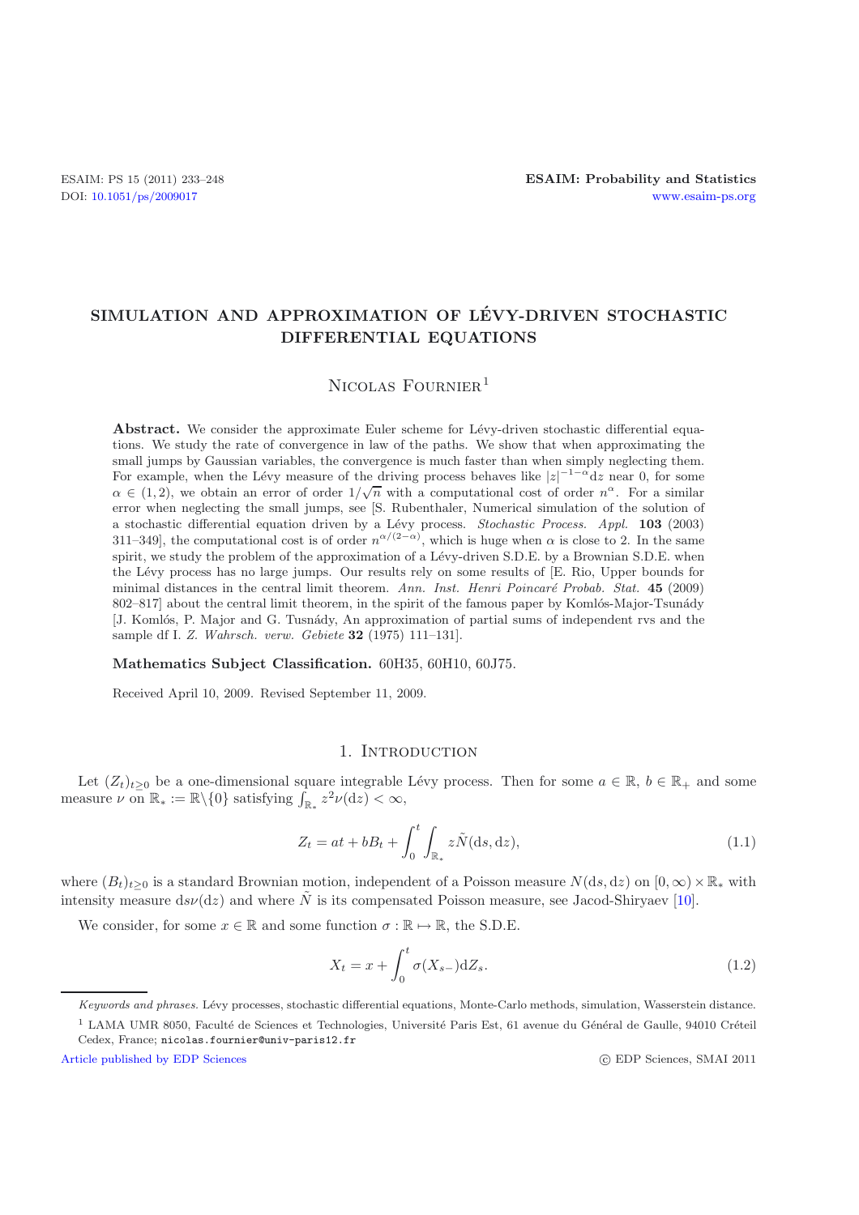# SIMULATION AND APPROXIMATION OF LÉVY-DRIVEN STOCHASTIC DIFFERENTIAL EQUATIONS

Nicolas Fournier[1]

**Abstract.** We consider the approximate Euler scheme for Lévy-driven stochastic differential equations. We study the rate of convergence in law of the paths. We show that when approximating the small jumps by Gaussian variables, the convergence is much faster than when simply neglecting them. For example, when the Lévy measure of the driving process behaves like $|z|^{-1-\alpha}\mathrm{d}z$ near 0, for some $\alpha \in (1, 2)$, we obtain an error of order $1/\sqrt{n}$ with a computational cost of order $n^\alpha$. For a similar error when neglecting the small jumps, see [S. Rubenthaler, Numerical simulation of the solution of a stochastic differential equation driven by a Lévy process. *Stochastic Process. Appl.* **103** (2003) 311–349], the computational cost is of order $n^{\alpha/(2-\alpha)}$, which is huge when $\alpha$ is close to 2. In the same spirit, we study the problem of the approximation of a Lévy-driven S.D.E. by a Brownian S.D.E. when the Lévy process has no large jumps. Our results rely on some results of [E. Rio, Upper bounds for minimal distances in the central limit theorem. *Ann. Inst. Henri Poincaré Probab. Stat.* **45** (2009) 802–817] about the central limit theorem, in the spirit of the famous paper by Komlós-Major-Tsunády [J. Komlós, P. Major and G. Tusnády, An approximation of partial sums of independent rvs and the sample df I. *Z. Wahrsch. verw. Gebiete* **32** (1975) 111–131].

**Mathematics Subject Classification.** 60H35, 60H10, 60J75.

Received April 10, 2009. Revised September 11, 2009.

## 1. Introduction

Let $(Z_t)_{t\geq 0}$ be a one-dimensional square integrable Lévy process. Then for some $a \in \mathbb{R}$, $b \in \mathbb{R}_+$ and some measure $\nu$ on $\mathbb{R}_* := \mathbb{R}\backslash\{0\}$ satisfying $\int_{\mathbb{R}_*} z^2\nu(\mathrm{d}z) < \infty$,

$$Z_t = at + bB_t + \int_0^t \int_{\mathbb{R}_*} z\tilde{N}(\mathrm{d}s, \mathrm{d}z), \tag{1.1}$$

where $(B_t)_{t\geq 0}$ is a standard Brownian motion, independent of a Poisson measure $N(\mathrm{d}s, \mathrm{d}z)$ on $[0,\infty) \times \mathbb{R}_*$ with intensity measure $\mathrm{d}s\nu(\mathrm{d}z)$ and where $\tilde{N}$ is its compensated Poisson measure, see Jacod-Shiryaev [10].

We consider, for some $x \in \mathbb{R}$ and some function $\sigma : \mathbb{R} \mapsto \mathbb{R}$, the S.D.E.

$$X_t = x + \int_0^t \sigma(X_{s-})\mathrm{d}Z_s. \tag{1.2}$$

*Keywords and phrases.* Lévy processes, stochastic differential equations, Monte-Carlo methods, simulation, Wasserstein distance.

[1] LAMA UMR 8050, Faculté de Sciences et Technologies, Université Paris Est, 61 avenue du Général de Gaulle, 94010 Créteil Cedex, France; nicolas.fournier@univ-paris12.fr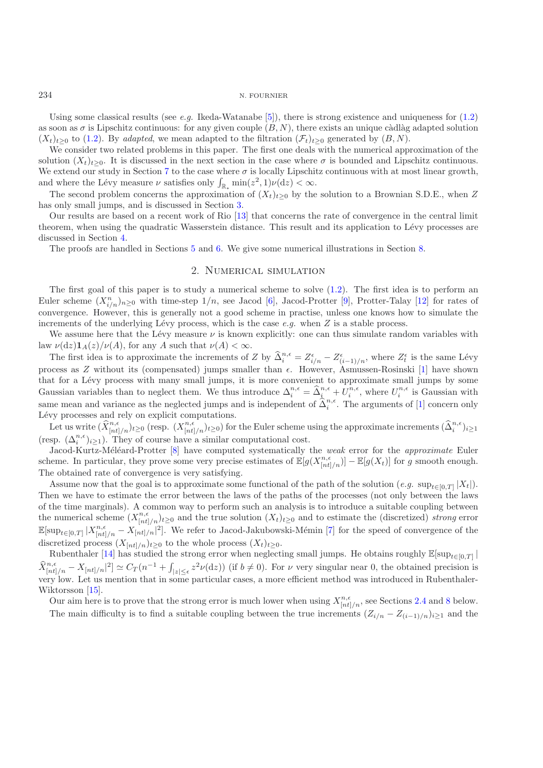Using some classical results (see *e.g.* Ikeda-Watanabe [5]), there is strong existence and uniqueness for (1.2) as soon as $\sigma$ is Lipschitz continuous: for any given couple $(B, N)$, there exists an unique càdlàg adapted solution $(X_t)_{t\geq 0}$ to (1.2). By *adapted*, we mean adapted to the filtration $(\mathcal{F}_t)_{t\geq 0}$ generated by $(B, N)$.

We consider two related problems in this paper. The first one deals with the numerical approximation of the solution $(X_t)_{t\geq 0}$. It is discussed in the next section in the case where $\sigma$ is bounded and Lipschitz continuous. We extend our study in Section 7 to the case where $\sigma$ is locally Lipschitz continuous with at most linear growth, and where the Lévy measure $\nu$ satisfies only $\int_{\mathbb{R}_*} \min(z^2, 1)\nu(\mathrm{d}z) < \infty$.

The second problem concerns the approximation of $(X_t)_{t\geq 0}$ by the solution to a Brownian S.D.E., when $Z$ has only small jumps, and is discussed in Section 3.

Our results are based on a recent work of Rio [13] that concerns the rate of convergence in the central limit theorem, when using the quadratic Wasserstein distance. This result and its application to Lévy processes are discussed in Section 4.

The proofs are handled in Sections 5 and 6. We give some numerical illustrations in Section 8.

## 2. Numerical simulation

The first goal of this paper is to study a numerical scheme to solve (1.2). The first idea is to perform an Euler scheme $(X^n_{i/n})_{n\geq 0}$ with time-step $1/n$, see Jacod [6], Jacod-Protter [9], Protter-Talay [12] for rates of convergence. However, this is generally not a good scheme in practise, unless one knows how to simulate the increments of the underlying Lévy process, which is the case *e.g.* when $Z$ is a stable process.

We assume here that the Lévy measure $\nu$ is known explicitly: one can thus simulate random variables with law $\nu(\mathrm{d}z)\mathbf{1}_A(z)/\nu(A)$, for any $A$ such that $\nu(A) < \infty$.

The first idea is to approximate the increments of $Z$ by $\widehat{\Delta}^{n,\epsilon}_i = Z^\epsilon_{i/n} - Z^\epsilon_{(i-1)/n}$, where $Z^\epsilon_t$ is the same Lévy process as $Z$ without its (compensated) jumps smaller than $\epsilon$. However, Asmussen-Rosinski [1] have shown that for a Lévy process with many small jumps, it is more convenient to approximate small jumps by some Gaussian variables than to neglect them. We thus introduce $\Delta^{n,\epsilon}_i = \widehat{\Delta}^{n,\epsilon}_i + U^{n,\epsilon}_i$, where $U^{n,\epsilon}_i$ is Gaussian with same mean and variance as the neglected jumps and is independent of $\widehat{\Delta}^{n,\epsilon}_i$. The arguments of [1] concern only Lévy processes and rely on explicit computations.

Let us write $(\widehat{X}^{n,\epsilon}_{[nt]/n})_{t\geq 0}$ (resp. $(X^{n,\epsilon}_{[nt]/n})_{t\geq 0}$) for the Euler scheme using the approximate increments $(\widehat{\Delta}^{n,\epsilon}_i)_{i\geq 1}$ (resp. $(\Delta^{n,\epsilon}_i)_{i\geq 1}$). They of course have a similar computational cost.

Jacod-Kurtz-Méléard-Protter [8] have computed systematically the *weak* error for the *approximate* Euler scheme. In particular, they prove some very precise estimates of $\mathbb{E}[g(X^{n,\epsilon}_{[nt]/n})] - \mathbb{E}[g(X_t)]$ for $g$ smooth enough. The obtained rate of convergence is very satisfying.

Assume now that the goal is to approximate some functional of the path of the solution (*e.g.* $\sup_{t\in[0,T]}|X_t|$). Then we have to estimate the error between the laws of the paths of the processes (not only between the laws of the time marginals). A common way to perform such an analysis is to introduce a suitable coupling between the numerical scheme $(X^{n,\epsilon}_{[nt]/n})_{t\geq 0}$ and the true solution $(X_t)_{t\geq 0}$ and to estimate the (discretized) *strong* error $\mathbb{E}[\sup_{t\in[0,T]}|X^{n,\epsilon}_{[nt]/n} - X_{[nt]/n}|^2]$. We refer to Jacod-Jakubowski-Mémin [7] for the speed of convergence of the discretized process $(X_{[nt]/n})_{t\geq 0}$ to the whole process $(X_t)_{t\geq 0}$.

Rubenthaler [14] has studied the strong error when neglecting small jumps. He obtains roughly $\mathbb{E}[\sup_{t\in[0,T]}|\widehat{X}^{n,\epsilon}_{[nt]/n} - X_{[nt]/n}|^2] \simeq C_T(n^{-1} + \int_{|z|\leq\epsilon} z^2\nu(\mathrm{d}z))$ (if $b \neq 0$). For $\nu$ very singular near 0, the obtained precision is very low. Let us mention that in some particular cases, a more efficient method was introduced in Rubenthaler-Wiktorsson [15].

Our aim here is to prove that the strong error is much lower when using $X^{n,\epsilon}_{[nt]/n}$, see Sections 2.4 and 8 below.

The main difficulty is to find a suitable coupling between the true increments $(Z_{i/n} - Z_{(i-1)/n})_{i\geq 1}$ and the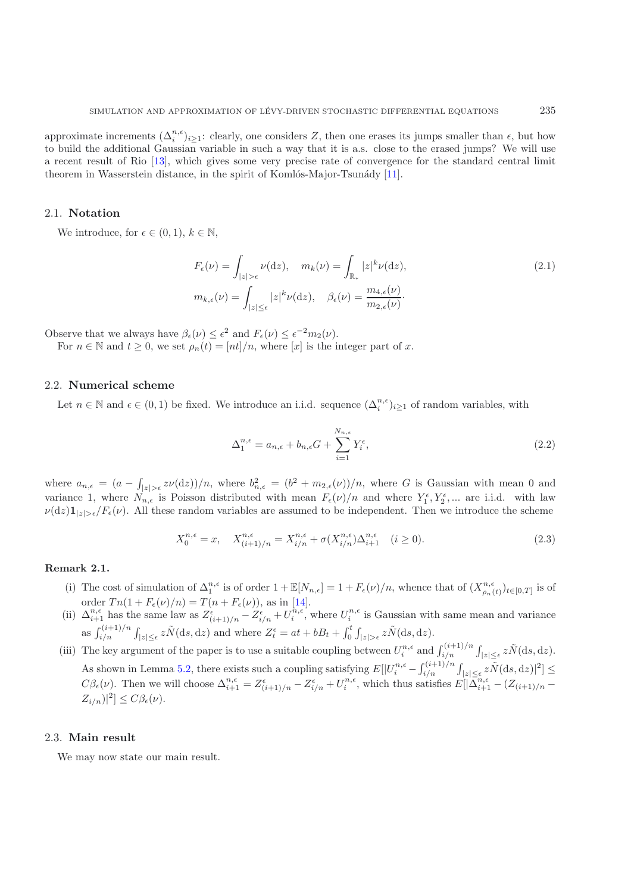approximate increments $(\Delta_i^{n,\epsilon})_{i\geq 1}$: clearly, one considers $Z$, then one erases its jumps smaller than $\epsilon$, but how to build the additional Gaussian variable in such a way that it is a.s. close to the erased jumps? We will use a recent result of Rio [13], which gives some very precise rate of convergence for the standard central limit theorem in Wasserstein distance, in the spirit of Komlós-Major-Tsunády [11].

### 2.1. **Notation**

We introduce, for $\epsilon \in (0,1)$, $k \in \mathbb{N}$,

$$
\begin{aligned}
F_\epsilon(\nu) &= \int_{|z|>\epsilon} \nu(\mathrm{d}z), \quad m_k(\nu) = \int_{\mathbb{R}_*} |z|^k \nu(\mathrm{d}z), \\
m_{k,\epsilon}(\nu) &= \int_{|z|\leq\epsilon} |z|^k \nu(\mathrm{d}z), \quad \beta_\epsilon(\nu) = \frac{m_{4,\epsilon}(\nu)}{m_{2,\epsilon}(\nu)}\cdot
\end{aligned}
\tag{2.1}
$$

Observe that we always have $\beta_\epsilon(\nu) \leq \epsilon^2$ and $F_\epsilon(\nu) \leq \epsilon^{-2} m_2(\nu)$.

For $n \in \mathbb{N}$ and $t \geq 0$, we set $\rho_n(t) = [nt]/n$, where $[x]$ is the integer part of $x$.

### 2.2. **Numerical scheme**

Let $n \in \mathbb{N}$ and $\epsilon \in (0,1)$ be fixed. We introduce an i.i.d. sequence $(\Delta_i^{n,\epsilon})_{i\geq 1}$ of random variables, with

$$
\Delta_1^{n,\epsilon} = a_{n,\epsilon} + b_{n,\epsilon} G + \sum_{i=1}^{N_{n,\epsilon}} Y_i^\epsilon,
\tag{2.2}
$$

where $a_{n,\epsilon} = (a - \int_{|z|>\epsilon} z\nu(\mathrm{d}z))/n$, where $b_{n,\epsilon}^2 = (b^2 + m_{2,\epsilon}(\nu))/n$, where $G$ is Gaussian with mean 0 and variance 1, where $N_{n,\epsilon}$ is Poisson distributed with mean $F_\epsilon(\nu)/n$ and where $Y_1^\epsilon, Y_2^\epsilon, \ldots$ are i.i.d. with law $\nu(\mathrm{d}z)\mathbf{1}_{|z|>\epsilon}/F_\epsilon(\nu)$. All these random variables are assumed to be independent. Then we introduce the scheme

$$
X_0^{n,\epsilon} = x, \quad X_{(i+1)/n}^{n,\epsilon} = X_{i/n}^{n,\epsilon} + \sigma(X_{i/n}^{n,\epsilon})\Delta_{i+1}^{n,\epsilon} \quad (i \geq 0).
\tag{2.3}
$$

**Remark 2.1.**

(i) The cost of simulation of $\Delta_1^{n,\epsilon}$ is of order $1 + \mathbb{E}[N_{n,\epsilon}] = 1 + F_\epsilon(\nu)/n$, whence that of $(X_{\rho_n(t)}^{n,\epsilon})_{t\in[0,T]}$ is of order $Tn(1 + F_\epsilon(\nu)/n) = T(n + F_\epsilon(\nu))$, as in [14].

(ii) $\Delta_{i+1}^{n,\epsilon}$ has the same law as $Z_{(i+1)/n}^\epsilon - Z_{i/n}^\epsilon + U_i^{n,\epsilon}$, where $U_i^{n,\epsilon}$ is Gaussian with same mean and variance as $\int_{i/n}^{(i+1)/n}\int_{|z|\leq\epsilon} z\tilde{N}(\mathrm{d}s,\mathrm{d}z)$ and where $Z_t^\epsilon = at + bB_t + \int_0^t\int_{|z|>\epsilon} z\tilde{N}(\mathrm{d}s,\mathrm{d}z)$.

(iii) The key argument of the paper is to use a suitable coupling between $U_i^{n,\epsilon}$ and $\int_{i/n}^{(i+1)/n}\int_{|z|\leq\epsilon} z\tilde{N}(\mathrm{d}s,\mathrm{d}z)$. As shown in Lemma 5.2, there exists such a coupling satisfying $E[|U_i^{n,\epsilon} - \int_{i/n}^{(i+1)/n}\int_{|z|\leq\epsilon} z\tilde{N}(\mathrm{d}s,\mathrm{d}z)|^2] \leq C\beta_\epsilon(\nu)$. Then we will choose $\Delta_{i+1}^{n,\epsilon} = Z_{(i+1)/n}^\epsilon - Z_{i/n}^\epsilon + U_i^{n,\epsilon}$, which thus satisfies $E[|\Delta_{i+1}^{n,\epsilon} - (Z_{(i+1)/n} - Z_{i/n})|^2] \leq C\beta_\epsilon(\nu)$.

### 2.3. **Main result**

We may now state our main result.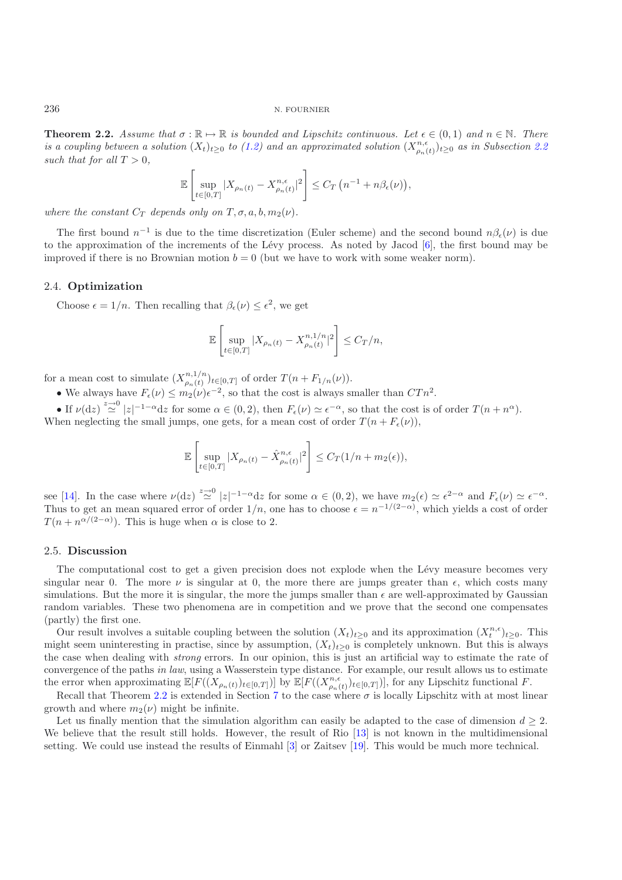**Theorem 2.2.** *Assume that $\sigma : \mathbb{R} \mapsto \mathbb{R}$ is bounded and Lipschitz continuous. Let $\epsilon \in (0,1)$ and $n \in \mathbb{N}$. There is a coupling between a solution $(X_t)_{t\geq 0}$ to (1.2) and an approximated solution $(X^{n,\epsilon}_{\rho_n(t)})_{t\geq 0}$ as in Subsection 2.2 such that for all $T > 0$,*

$$\mathbb{E}\left[\sup_{t\in[0,T]} |X_{\rho_n(t)} - X^{n,\epsilon}_{\rho_n(t)}|^2\right] \leq C_T\left(n^{-1} + n\beta_\epsilon(\nu)\right),$$

*where the constant $C_T$ depends only on $T, \sigma, a, b, m_2(\nu)$.*

The first bound $n^{-1}$ is due to the time discretization (Euler scheme) and the second bound $n\beta_\epsilon(\nu)$ is due to the approximation of the increments of the Lévy process. As noted by Jacod [6], the first bound may be improved if there is no Brownian motion $b = 0$ (but we have to work with some weaker norm).

### 2.4. **Optimization**

Choose $\epsilon = 1/n$. Then recalling that $\beta_\epsilon(\nu) \leq \epsilon^2$, we get

$$\mathbb{E}\left[\sup_{t\in[0,T]} |X_{\rho_n(t)} - X^{n,1/n}_{\rho_n(t)}|^2\right] \leq C_T/n,$$

for a mean cost to simulate $(X^{n,1/n}_{\rho_n(t)})_{t\in[0,T]}$ of order $T(n + F_{1/n}(\nu))$.

- We always have $F_\epsilon(\nu) \leq m_2(\nu)\epsilon^{-2}$, so that the cost is always smaller than $CTn^2$.
- If $\nu(\mathrm{d}z) \overset{z\to 0}{\simeq} |z|^{-1-\alpha}\mathrm{d}z$ for some $\alpha \in (0,2)$, then $F_\epsilon(\nu) \simeq \epsilon^{-\alpha}$, so that the cost is of order $T(n + n^\alpha)$.

When neglecting the small jumps, one gets, for a mean cost of order $T(n + F_\epsilon(\nu))$,

$$\mathbb{E}\left[\sup_{t\in[0,T]} |X_{\rho_n(t)} - \hat{X}^{n,\epsilon}_{\rho_n(t)}|^2\right] \leq C_T(1/n + m_2(\epsilon)),$$

see [14]. In the case where $\nu(\mathrm{d}z) \overset{z\to 0}{\simeq} |z|^{-1-\alpha}\mathrm{d}z$ for some $\alpha \in (0,2)$, we have $m_2(\epsilon) \simeq \epsilon^{2-\alpha}$ and $F_\epsilon(\nu) \simeq \epsilon^{-\alpha}$. Thus to get an mean squared error of order $1/n$, one has to choose $\epsilon = n^{-1/(2-\alpha)}$, which yields a cost of order $T(n + n^{\alpha/(2-\alpha)})$. This is huge when $\alpha$ is close to 2.

### 2.5. **Discussion**

The computational cost to get a given precision does not explode when the Lévy measure becomes very singular near 0. The more $\nu$ is singular at 0, the more there are jumps greater than $\epsilon$, which costs many simulations. But the more it is singular, the more the jumps smaller than $\epsilon$ are well-approximated by Gaussian random variables. These two phenomena are in competition and we prove that the second one compensates (partly) the first one.

Our result involves a suitable coupling between the solution $(X_t)_{t\geq 0}$ and its approximation $(X^{n,\epsilon}_t)_{t\geq 0}$. This might seem uninteresting in practise, since by assumption, $(X_t)_{t\geq 0}$ is completely unknown. But this is always the case when dealing with *strong* errors. In our opinion, this is just an artificial way to estimate the rate of convergence of the paths *in law*, using a Wasserstein type distance. For example, our result allows us to estimate the error when approximating $\mathbb{E}[F((X_{\rho_n(t)})_{t\in[0,T]})]$ by $\mathbb{E}[F((X^{n,\epsilon}_{\rho_n(t)})_{t\in[0,T]})]$, for any Lipschitz functional $F$.

Recall that Theorem 2.2 is extended in Section 7 to the case where $\sigma$ is locally Lipschitz with at most linear growth and where $m_2(\nu)$ might be infinite.

Let us finally mention that the simulation algorithm can easily be adapted to the case of dimension $d \geq 2$. We believe that the result still holds. However, the result of Rio [13] is not known in the multidimensional setting. We could use instead the results of Einmahl [3] or Zaitsev [19]. This would be much more technical.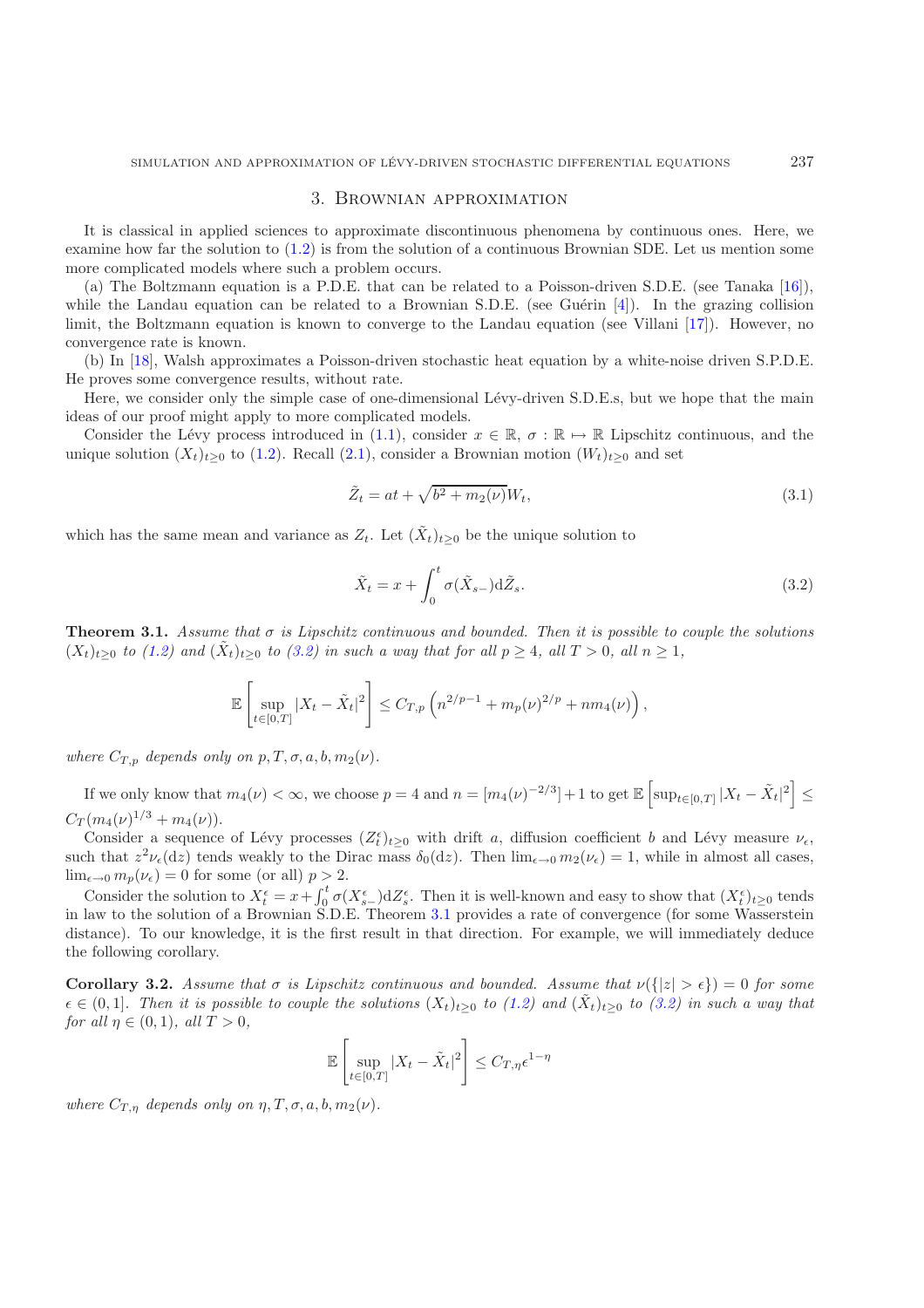## 3. Brownian approximation

It is classical in applied sciences to approximate discontinuous phenomena by continuous ones. Here, we examine how far the solution to (1.2) is from the solution of a continuous Brownian SDE. Let us mention some more complicated models where such a problem occurs.

(a) The Boltzmann equation is a P.D.E. that can be related to a Poisson-driven S.D.E. (see Tanaka [16]), while the Landau equation can be related to a Brownian S.D.E. (see Guérin [4]). In the grazing collision limit, the Boltzmann equation is known to converge to the Landau equation (see Villani [17]). However, no convergence rate is known.

(b) In [18], Walsh approximates a Poisson-driven stochastic heat equation by a white-noise driven S.P.D.E. He proves some convergence results, without rate.

Here, we consider only the simple case of one-dimensional Lévy-driven S.D.E.s, but we hope that the main ideas of our proof might apply to more complicated models.

Consider the Lévy process introduced in (1.1), consider $x \in \mathbb{R}$, $\sigma : \mathbb{R} \mapsto \mathbb{R}$ Lipschitz continuous, and the unique solution $(X_t)_{t\geq 0}$ to (1.2). Recall (2.1), consider a Brownian motion $(W_t)_{t\geq 0}$ and set

$$\tilde{Z}_t = at + \sqrt{b^2 + m_2(\nu)}W_t, \tag{3.1}$$

which has the same mean and variance as $Z_t$. Let $(\tilde{X}_t)_{t\geq 0}$ be the unique solution to

$$\tilde{X}_t = x + \int_0^t \sigma(\tilde{X}_{s-})\mathrm{d}\tilde{Z}_s. \tag{3.2}$$

**Theorem 3.1.** *Assume that $\sigma$ is Lipschitz continuous and bounded. Then it is possible to couple the solutions $(X_t)_{t\geq 0}$ to (1.2) and $(\tilde{X}_t)_{t\geq 0}$ to (3.2) in such a way that for all $p \geq 4$, all $T > 0$, all $n \geq 1$,*

$$\mathbb{E}\left[\sup_{t\in[0,T]} |X_t - \tilde{X}_t|^2\right] \leq C_{T,p}\left(n^{2/p-1} + m_p(\nu)^{2/p} + nm_4(\nu)\right),$$

*where $C_{T,p}$ depends only on $p, T, \sigma, a, b, m_2(\nu)$.*

If we only know that $m_4(\nu) < \infty$, we choose $p = 4$ and $n = [m_4(\nu)^{-2/3}] + 1$ to get $\mathbb{E}\left[\sup_{t\in[0,T]} |X_t - \tilde{X}_t|^2\right] \leq C_T(m_4(\nu)^{1/3} + m_4(\nu))$.

Consider a sequence of Lévy processes $(Z_t^\epsilon)_{t\geq 0}$ with drift $a$, diffusion coefficient $b$ and Lévy measure $\nu_\epsilon$, such that $z^2\nu_\epsilon(\mathrm{d}z)$ tends weakly to the Dirac mass $\delta_0(\mathrm{d}z)$. Then $\lim_{\epsilon\to 0} m_2(\nu_\epsilon) = 1$, while in almost all cases, $\lim_{\epsilon\to 0} m_p(\nu_\epsilon) = 0$ for some (or all) $p > 2$.

Consider the solution to $X_t^\epsilon = x + \int_0^t \sigma(X_{s-}^\epsilon)\mathrm{d}Z_s^\epsilon$. Then it is well-known and easy to show that $(X_t^\epsilon)_{t\geq 0}$ tends in law to the solution of a Brownian S.D.E. Theorem 3.1 provides a rate of convergence (for some Wasserstein distance). To our knowledge, it is the first result in that direction. For example, we will immediately deduce the following corollary.

**Corollary 3.2.** *Assume that $\sigma$ is Lipschitz continuous and bounded. Assume that $\nu(\{|z| > \epsilon\}) = 0$ for some $\epsilon \in (0, 1]$. Then it is possible to couple the solutions $(X_t)_{t\geq 0}$ to (1.2) and $(\tilde{X}_t)_{t\geq 0}$ to (3.2) in such a way that for all $\eta \in (0, 1)$, all $T > 0$,*

$$\mathbb{E}\left[\sup_{t\in[0,T]} |X_t - \tilde{X}_t|^2\right] \leq C_{T,\eta}\epsilon^{1-\eta}$$

*where $C_{T,\eta}$ depends only on $\eta, T, \sigma, a, b, m_2(\nu)$.*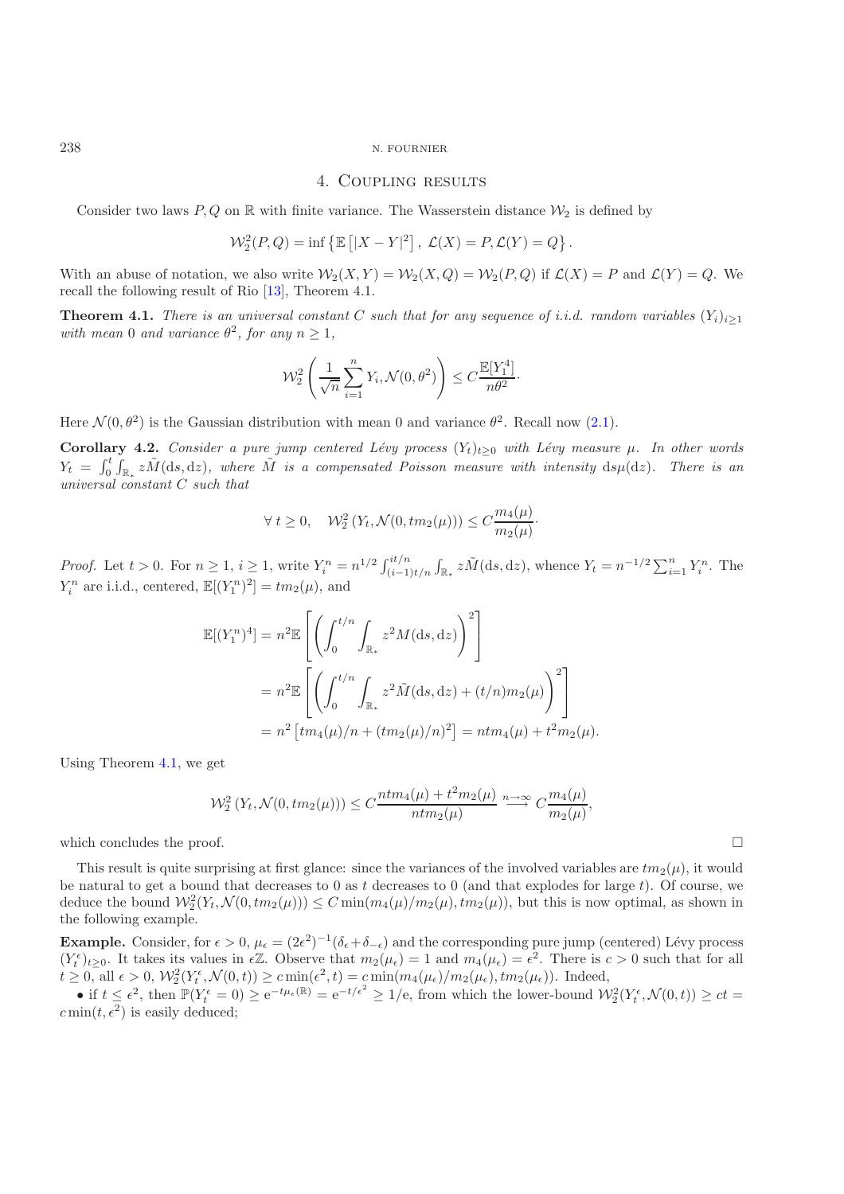## 4. Coupling results

Consider two laws $P, Q$ on $\mathbb{R}$ with finite variance. The Wasserstein distance $\mathcal{W}_2$ is defined by

$$\mathcal{W}_2^2(P,Q) = \inf \left\{ \mathbb{E}\left[|X-Y|^2\right],\ \mathcal{L}(X) = P, \mathcal{L}(Y) = Q \right\}.$$

With an abuse of notation, we also write $\mathcal{W}_2(X,Y) = \mathcal{W}_2(X,Q) = \mathcal{W}_2(P,Q)$ if $\mathcal{L}(X) = P$ and $\mathcal{L}(Y) = Q$. We recall the following result of Rio [13], Theorem 4.1.

**Theorem 4.1.** *There is an universal constant $C$ such that for any sequence of i.i.d. random variables $(Y_i)_{i\geq 1}$ with mean 0 and variance $\theta^2$, for any $n \geq 1$,*

$$\mathcal{W}_2^2\left(\frac{1}{\sqrt{n}}\sum_{i=1}^n Y_i, \mathcal{N}(0,\theta^2)\right) \leq C\frac{\mathbb{E}[Y_1^4]}{n\theta^2}\cdot$$

Here $\mathcal{N}(0,\theta^2)$ is the Gaussian distribution with mean 0 and variance $\theta^2$. Recall now (2.1).

**Corollary 4.2.** *Consider a pure jump centered Lévy process $(Y_t)_{t\geq 0}$ with Lévy measure $\mu$. In other words $Y_t = \int_0^t \int_{\mathbb{R}_*} z\tilde{M}(\mathrm{d}s,\mathrm{d}z)$, where $\tilde{M}$ is a compensated Poisson measure with intensity $\mathrm{d}s\mu(\mathrm{d}z)$. There is an universal constant $C$ such that*

$$\forall\, t\geq 0, \quad \mathcal{W}_2^2\left(Y_t, \mathcal{N}(0, tm_2(\mu))\right) \leq C\frac{m_4(\mu)}{m_2(\mu)}\cdot$$

*Proof.* Let $t>0$. For $n\geq 1$, $i\geq 1$, write $Y_i^n = n^{1/2}\int_{(i-1)t/n}^{it/n}\int_{\mathbb{R}_*} z\tilde{M}(\mathrm{d}s,\mathrm{d}z)$, whence $Y_t = n^{-1/2}\sum_{i=1}^n Y_i^n$. The $Y_i^n$ are i.i.d., centered, $\mathbb{E}[(Y_1^n)^2] = tm_2(\mu)$, and

$$\begin{aligned}
\mathbb{E}[(Y_1^n)^4] &= n^2\mathbb{E}\left[\left(\int_0^{t/n}\int_{\mathbb{R}_*} z^2 M(\mathrm{d}s,\mathrm{d}z)\right)^2\right] \\
&= n^2\mathbb{E}\left[\left(\int_0^{t/n}\int_{\mathbb{R}_*} z^2 \tilde{M}(\mathrm{d}s,\mathrm{d}z) + (t/n)m_2(\mu)\right)^2\right] \\
&= n^2\left[tm_4(\mu)/n + (tm_2(\mu)/n)^2\right] = ntm_4(\mu) + t^2 m_2(\mu).
\end{aligned}$$

Using Theorem 4.1, we get

$$\mathcal{W}_2^2\left(Y_t, \mathcal{N}(0,tm_2(\mu))\right) \leq C\frac{ntm_4(\mu) + t^2m_2(\mu)}{ntm_2(\mu)} \overset{n\to\infty}{\longrightarrow} C\frac{m_4(\mu)}{m_2(\mu)},$$

which concludes the proof. $\square$

This result is quite surprising at first glance: since the variances of the involved variables are $tm_2(\mu)$, it would be natural to get a bound that decreases to 0 as $t$ decreases to 0 (and that explodes for large $t$). Of course, we deduce the bound $\mathcal{W}_2^2(Y_t, \mathcal{N}(0,tm_2(\mu))) \leq C\min(m_4(\mu)/m_2(\mu), tm_2(\mu))$, but this is now optimal, as shown in the following example.

**Example.** Consider, for $\epsilon>0$, $\mu_\epsilon = (2\epsilon^2)^{-1}(\delta_\epsilon + \delta_{-\epsilon})$ and the corresponding pure jump (centered) Lévy process $(Y_t^\epsilon)_{t\geq 0}$. It takes its values in $\epsilon\mathbb{Z}$. Observe that $m_2(\mu_\epsilon) = 1$ and $m_4(\mu_\epsilon) = \epsilon^2$. There is $c>0$ such that for all $t\geq 0$, all $\epsilon>0$, $\mathcal{W}_2^2(Y_t^\epsilon, \mathcal{N}(0,t)) \geq c\min(\epsilon^2, t) = c\min(m_4(\mu_\epsilon)/m_2(\mu_\epsilon), tm_2(\mu_\epsilon))$. Indeed,

- if $t\leq \epsilon^2$, then $\mathbb{P}(Y_t^\epsilon = 0) \geq \mathrm{e}^{-t\mu_\epsilon(\mathbb{R})} = \mathrm{e}^{-t/\epsilon^2} \geq 1/\mathrm{e}$, from which the lower-bound $\mathcal{W}_2^2(Y_t^\epsilon, \mathcal{N}(0,t)) \geq ct = c\min(t,\epsilon^2)$ is easily deduced;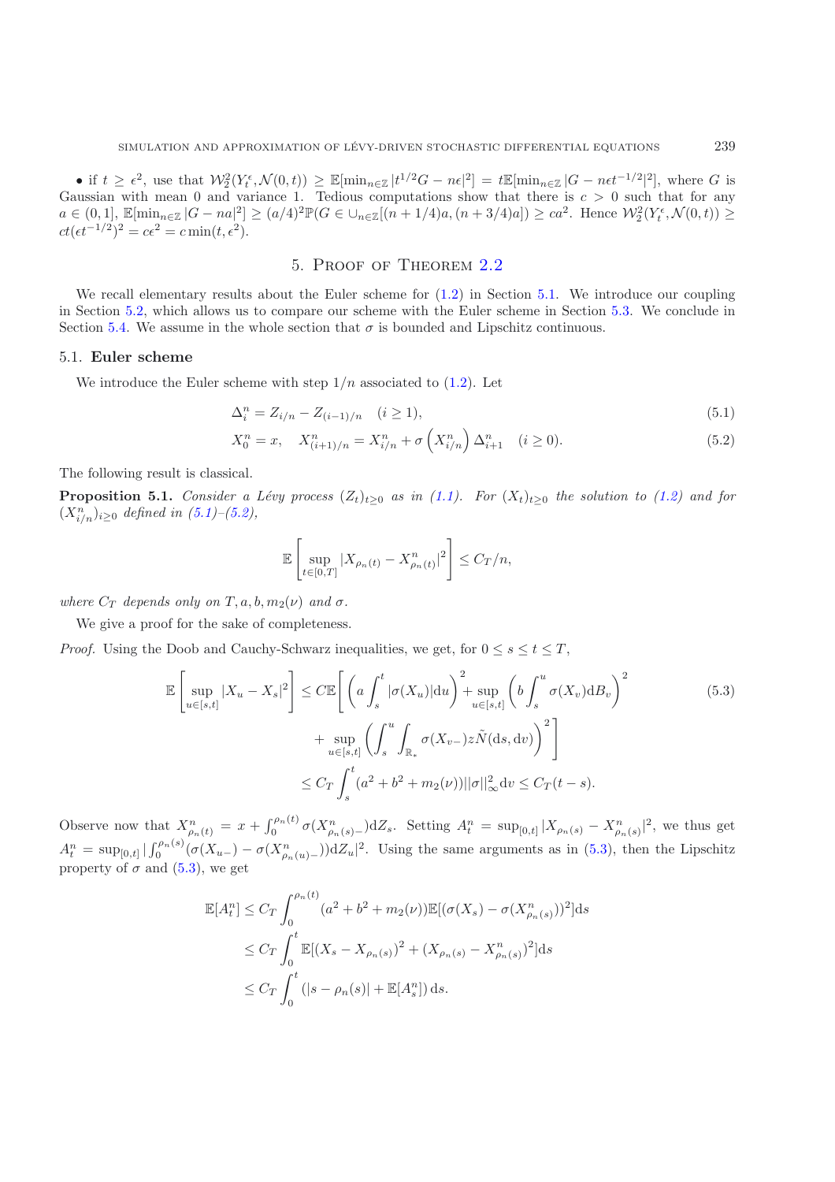• if $t \geq \epsilon^2$, use that $\mathcal{W}_2^2(Y_t^\epsilon, \mathcal{N}(0,t)) \geq \mathbb{E}[\min_{n\in\mathbb{Z}} |t^{1/2}G - n\epsilon|^2] = t\mathbb{E}[\min_{n\in\mathbb{Z}} |G - n\epsilon t^{-1/2}|^2]$, where $G$ is Gaussian with mean 0 and variance 1. Tedious computations show that there is $c > 0$ such that for any $a \in (0,1]$, $\mathbb{E}[\min_{n\in\mathbb{Z}} |G - na|^2] \geq (a/4)^2 \mathbb{P}(G \in \cup_{n\in\mathbb{Z}}[(n+1/4)a, (n+3/4)a]) \geq ca^2$. Hence $\mathcal{W}_2^2(Y_t^\epsilon, \mathcal{N}(0,t)) \geq ct(\epsilon t^{-1/2})^2 = c\epsilon^2 = c\min(t, \epsilon^2)$.

# 5. Proof of Theorem 2.2

We recall elementary results about the Euler scheme for (1.2) in Section 5.1. We introduce our coupling in Section 5.2, which allows us to compare our scheme with the Euler scheme in Section 5.3. We conclude in Section 5.4. We assume in the whole section that $\sigma$ is bounded and Lipschitz continuous.

## 5.1. Euler scheme

We introduce the Euler scheme with step $1/n$ associated to (1.2). Let

$$\Delta_i^n = Z_{i/n} - Z_{(i-1)/n} \quad (i \geq 1), \tag{5.1}$$

$$X_0^n = x, \quad X_{(i+1)/n}^n = X_{i/n}^n + \sigma\left(X_{i/n}^n\right)\Delta_{i+1}^n \quad (i \geq 0). \tag{5.2}$$

The following result is classical.

**Proposition 5.1.** *Consider a Lévy process $(Z_t)_{t\geq 0}$ as in (1.1). For $(X_t)_{t\geq 0}$ the solution to (1.2) and for $(X_{i/n}^n)_{i\geq 0}$ defined in (5.1)–(5.2),*

$$\mathbb{E}\left[\sup_{t\in[0,T]} |X_{\rho_n(t)} - X_{\rho_n(t)}^n|^2\right] \leq C_T/n,$$

*where $C_T$ depends only on $T, a, b, m_2(\nu)$ and $\sigma$.*

We give a proof for the sake of completeness.

*Proof.* Using the Doob and Cauchy-Schwarz inequalities, we get, for $0 \leq s \leq t \leq T$,

$$\begin{aligned}
\mathbb{E}\left[\sup_{u\in[s,t]} |X_u - X_s|^2\right] &\leq C\mathbb{E}\left[\left(a\int_s^t |\sigma(X_u)|\mathrm{d}u\right)^2 + \sup_{u\in[s,t]}\left(b\int_s^u \sigma(X_v)\mathrm{d}B_v\right)^2\right. \\
&\qquad \left. + \sup_{u\in[s,t]}\left(\int_s^u\int_{\mathbb{R}_*} \sigma(X_{v-})z\tilde{N}(\mathrm{d}s,\mathrm{d}v)\right)^2\right] \\
&\leq C_T\int_s^t (a^2 + b^2 + m_2(\nu))||\sigma||_\infty^2 \mathrm{d}v \leq C_T(t-s).
\end{aligned} \tag{5.3}$$

Observe now that $X_{\rho_n(t)}^n = x + \int_0^{\rho_n(t)} \sigma(X_{\rho_n(s)-}^n)\mathrm{d}Z_s$. Setting $A_t^n = \sup_{[0,t]} |X_{\rho_n(s)} - X_{\rho_n(s)}^n|^2$, we thus get $A_t^n = \sup_{[0,t]} |\int_0^{\rho_n(s)} (\sigma(X_{u-}) - \sigma(X_{\rho_n(u)-}^n))\mathrm{d}Z_u|^2$. Using the same arguments as in (5.3), then the Lipschitz property of $\sigma$ and (5.3), we get

$$\begin{aligned}
\mathbb{E}[A_t^n] &\leq C_T\int_0^{\rho_n(t)} (a^2 + b^2 + m_2(\nu))\mathbb{E}[(\sigma(X_s) - \sigma(X_{\rho_n(s)}^n))^2]\mathrm{d}s \\
&\leq C_T\int_0^t \mathbb{E}[(X_s - X_{\rho_n(s)})^2 + (X_{\rho_n(s)} - X_{\rho_n(s)}^n)^2]\mathrm{d}s \\
&\leq C_T\int_0^t (|s - \rho_n(s)| + \mathbb{E}[A_s^n])\,\mathrm{d}s.
\end{aligned}$$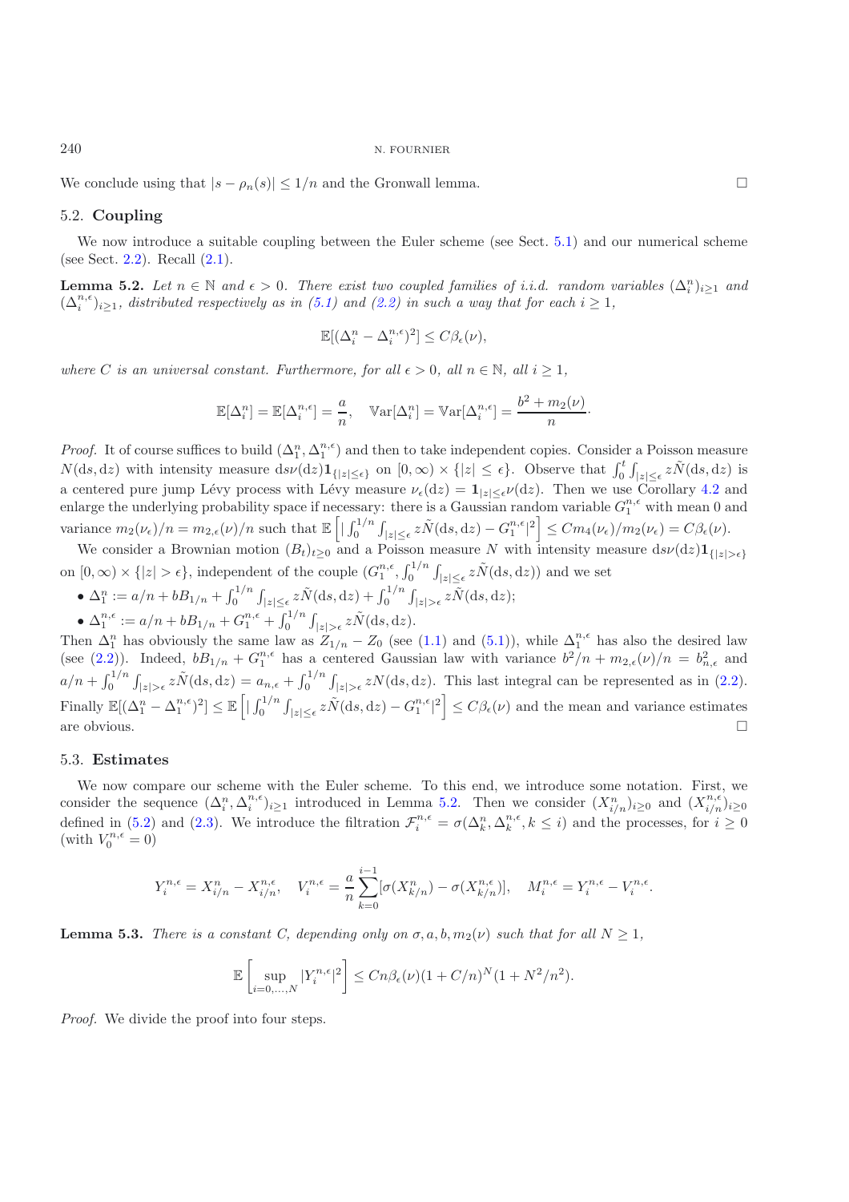We conclude using that $|s - \rho_n(s)| \leq 1/n$ and the Gronwall lemma. $\square$

## 5.2. Coupling

We now introduce a suitable coupling between the Euler scheme (see Sect. 5.1) and our numerical scheme (see Sect. 2.2). Recall (2.1).

**Lemma 5.2.** *Let $n \in \mathbb{N}$ and $\epsilon > 0$. There exist two coupled families of i.i.d. random variables $(\Delta_i^n)_{i\geq 1}$ and $(\Delta_i^{n,\epsilon})_{i\geq 1}$, distributed respectively as in (5.1) and (2.2) in such a way that for each $i \geq 1$,*

$$\mathbb{E}[(\Delta_i^n - \Delta_i^{n,\epsilon})^2] \leq C\beta_\epsilon(\nu),$$

*where $C$ is an universal constant. Furthermore, for all $\epsilon > 0$, all $n \in \mathbb{N}$, all $i \geq 1$,*

$$\mathbb{E}[\Delta_i^n] = \mathbb{E}[\Delta_i^{n,\epsilon}] = \frac{a}{n}, \quad \mathbb{V}\mathrm{ar}[\Delta_i^n] = \mathbb{V}\mathrm{ar}[\Delta_i^{n,\epsilon}] = \frac{b^2 + m_2(\nu)}{n}.$$

*Proof.* It of course suffices to build $(\Delta_1^n, \Delta_1^{n,\epsilon})$ and then to take independent copies. Consider a Poisson measure $N(\mathrm{d}s, \mathrm{d}z)$ with intensity measure $\mathrm{d}s\nu(\mathrm{d}z)\mathbf{1}_{\{|z|\leq\epsilon\}}$ on $[0,\infty) \times \{|z| \leq \epsilon\}$. Observe that $\int_0^t \int_{|z|\leq\epsilon} z\tilde{N}(\mathrm{d}s, \mathrm{d}z)$ is a centered pure jump Lévy process with Lévy measure $\nu_\epsilon(\mathrm{d}z) = \mathbf{1}_{|z|\leq\epsilon}\nu(\mathrm{d}z)$. Then we use Corollary 4.2 and enlarge the underlying probability space if necessary: there is a Gaussian random variable $G_1^{n,\epsilon}$ with mean 0 and variance $m_2(\nu_\epsilon)/n = m_{2,\epsilon}(\nu)/n$ such that $\mathbb{E}\left[|\int_0^{1/n}\int_{|z|\leq\epsilon} z\tilde{N}(\mathrm{d}s, \mathrm{d}z) - G_1^{n,\epsilon}|^2\right] \leq Cm_4(\nu_\epsilon)/m_2(\nu_\epsilon) = C\beta_\epsilon(\nu)$.

We consider a Brownian motion $(B_t)_{t\geq 0}$ and a Poisson measure $N$ with intensity measure $\mathrm{d}s\nu(\mathrm{d}z)\mathbf{1}_{\{|z|>\epsilon\}}$ on $[0,\infty) \times \{|z| > \epsilon\}$, independent of the couple $(G_1^{n,\epsilon}, \int_0^{1/n}\int_{|z|\leq\epsilon} z\tilde{N}(\mathrm{d}s, \mathrm{d}z))$ and we set

- $\Delta_1^n := a/n + bB_{1/n} + \int_0^{1/n}\int_{|z|\leq\epsilon} z\tilde{N}(\mathrm{d}s, \mathrm{d}z) + \int_0^{1/n}\int_{|z|>\epsilon} z\tilde{N}(\mathrm{d}s, \mathrm{d}z)$;
- $\Delta_1^{n,\epsilon} := a/n + bB_{1/n} + G_1^{n,\epsilon} + \int_0^{1/n}\int_{|z|>\epsilon} z\tilde{N}(\mathrm{d}s, \mathrm{d}z)$.

Then $\Delta_1^n$ has obviously the same law as $Z_{1/n} - Z_0$ (see (1.1) and (5.1)), while $\Delta_1^{n,\epsilon}$ has also the desired law (see (2.2)). Indeed, $bB_{1/n} + G_1^{n,\epsilon}$ has a centered Gaussian law with variance $b^2/n + m_{2,\epsilon}(\nu)/n = b_{n,\epsilon}^2$ and $a/n + \int_0^{1/n}\int_{|z|>\epsilon} z\tilde{N}(\mathrm{d}s, \mathrm{d}z) = a_{n,\epsilon} + \int_0^{1/n}\int_{|z|>\epsilon} zN(\mathrm{d}s, \mathrm{d}z)$. This last integral can be represented as in (2.2). Finally $\mathbb{E}[(\Delta_1^n - \Delta_1^{n,\epsilon})^2] \leq \mathbb{E}\left[|\int_0^{1/n}\int_{|z|\leq\epsilon} z\tilde{N}(\mathrm{d}s, \mathrm{d}z) - G_1^{n,\epsilon}|^2\right] \leq C\beta_\epsilon(\nu)$ and the mean and variance estimates are obvious. $\square$

## 5.3. Estimates

We now compare our scheme with the Euler scheme. To this end, we introduce some notation. First, we consider the sequence $(\Delta_i^n, \Delta_i^{n,\epsilon})_{i\geq 1}$ introduced in Lemma 5.2. Then we consider $(X_{i/n}^n)_{i\geq 0}$ and $(X_{i/n}^{n,\epsilon})_{i\geq 0}$ defined in (5.2) and (2.3). We introduce the filtration $\mathcal{F}_i^{n,\epsilon} = \sigma(\Delta_k^n, \Delta_k^{n,\epsilon}, k \leq i)$ and the processes, for $i \geq 0$ (with $V_0^{n,\epsilon} = 0$)

$$Y_i^{n,\epsilon} = X_{i/n}^n - X_{i/n}^{n,\epsilon}, \quad V_i^{n,\epsilon} = \frac{a}{n}\sum_{k=0}^{i-1}[\sigma(X_{k/n}^n) - \sigma(X_{k/n}^{n,\epsilon})], \quad M_i^{n,\epsilon} = Y_i^{n,\epsilon} - V_i^{n,\epsilon}.$$

**Lemma 5.3.** *There is a constant $C$, depending only on $\sigma, a, b, m_2(\nu)$ such that for all $N \geq 1$,*

$$\mathbb{E}\left[\sup_{i=0,\ldots,N}|Y_i^{n,\epsilon}|^2\right] \leq Cn\beta_\epsilon(\nu)(1 + C/n)^N(1 + N^2/n^2).$$

*Proof.* We divide the proof into four steps.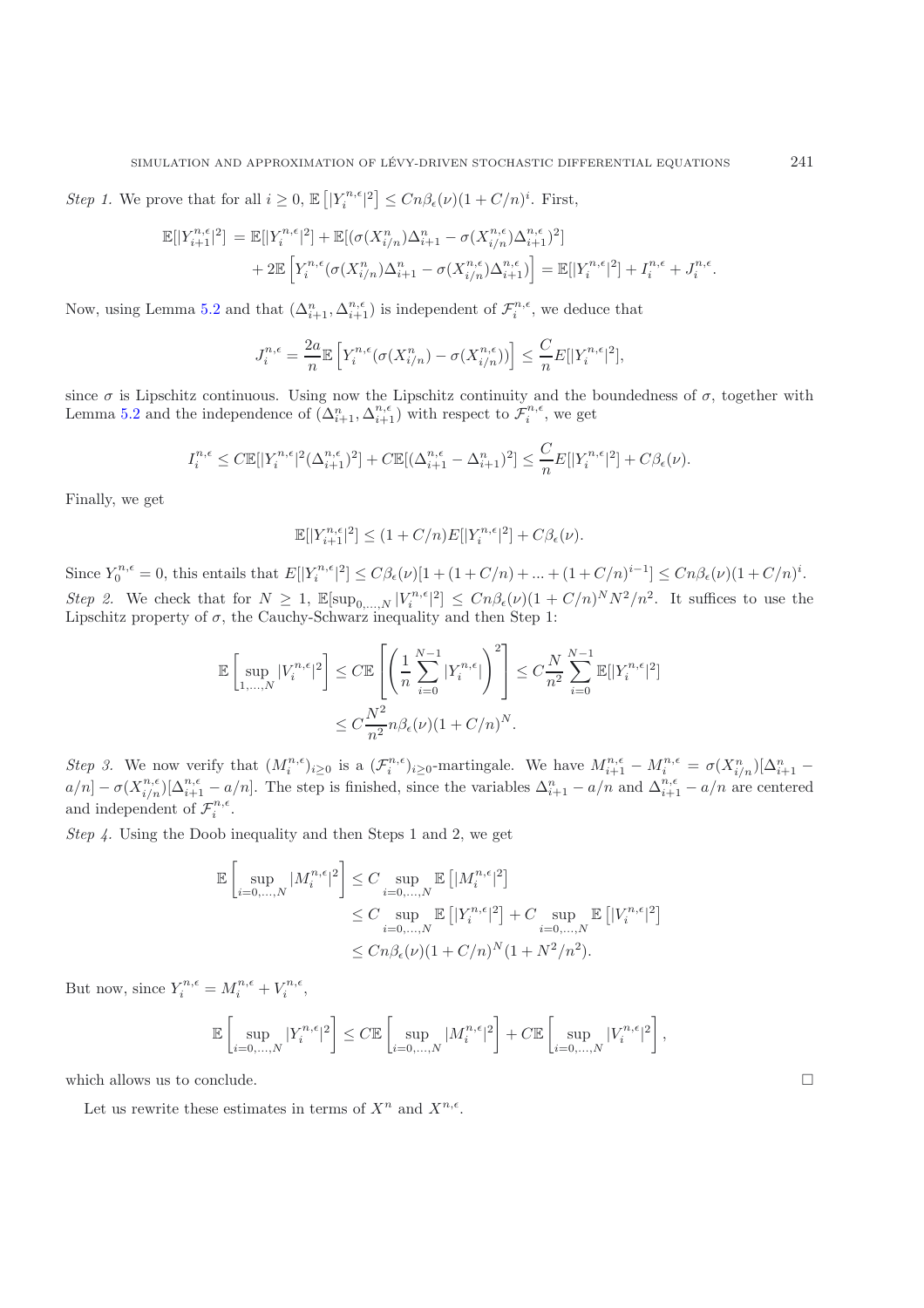*Step 1.* We prove that for all $i \geq 0$, $\mathbb{E}\left[|Y_i^{n,\epsilon}|^2\right] \leq Cn\beta_\epsilon(\nu)(1+C/n)^i$. First,

$$
\begin{aligned}
\mathbb{E}[|Y_{i+1}^{n,\epsilon}|^2] &= \mathbb{E}[|Y_i^{n,\epsilon}|^2] + \mathbb{E}[(\sigma(X_{i/n}^n)\Delta_{i+1}^n - \sigma(X_{i/n}^{n,\epsilon})\Delta_{i+1}^{n,\epsilon})^2] \\
&\quad + 2\mathbb{E}\left[Y_i^{n,\epsilon}(\sigma(X_{i/n}^n)\Delta_{i+1}^n - \sigma(X_{i/n}^{n,\epsilon})\Delta_{i+1}^{n,\epsilon})\right] = \mathbb{E}[|Y_i^{n,\epsilon}|^2] + I_i^{n,\epsilon} + J_i^{n,\epsilon}.
\end{aligned}
$$

Now, using Lemma 5.2 and that $(\Delta_{i+1}^n, \Delta_{i+1}^{n,\epsilon})$ is independent of $\mathcal{F}_i^{n,\epsilon}$, we deduce that

$$
J_i^{n,\epsilon} = \frac{2a}{n}\mathbb{E}\left[Y_i^{n,\epsilon}(\sigma(X_{i/n}^n) - \sigma(X_{i/n}^{n,\epsilon}))\right] \leq \frac{C}{n}E[|Y_i^{n,\epsilon}|^2],
$$

since $\sigma$ is Lipschitz continuous. Using now the Lipschitz continuity and the boundedness of $\sigma$, together with Lemma 5.2 and the independence of $(\Delta_{i+1}^n, \Delta_{i+1}^{n,\epsilon})$ with respect to $\mathcal{F}_i^{n,\epsilon}$, we get

$$
I_i^{n,\epsilon} \leq C\mathbb{E}[|Y_i^{n,\epsilon}|^2(\Delta_{i+1}^{n,\epsilon})^2] + C\mathbb{E}[(\Delta_{i+1}^{n,\epsilon} - \Delta_{i+1}^n)^2] \leq \frac{C}{n}E[|Y_i^{n,\epsilon}|^2] + C\beta_\epsilon(\nu).
$$

Finally, we get

$$
\mathbb{E}[|Y_{i+1}^{n,\epsilon}|^2] \leq (1+C/n)E[|Y_i^{n,\epsilon}|^2] + C\beta_\epsilon(\nu).
$$

Since $Y_0^{n,\epsilon} = 0$, this entails that $E[|Y_i^{n,\epsilon}|^2] \leq C\beta_\epsilon(\nu)[1 + (1+C/n) + ... + (1+C/n)^{i-1}] \leq Cn\beta_\epsilon(\nu)(1+C/n)^i$.

*Step 2.* We check that for $N \geq 1$, $\mathbb{E}[\sup_{0,\dots,N}|V_i^{n,\epsilon}|^2] \leq Cn\beta_\epsilon(\nu)(1+C/n)^N N^2/n^2$. It suffices to use the Lipschitz property of $\sigma$, the Cauchy-Schwarz inequality and then Step 1:

$$
\begin{aligned}
\mathbb{E}\left[\sup_{1,\dots,N}|V_i^{n,\epsilon}|^2\right] &\leq C\mathbb{E}\left[\left(\frac{1}{n}\sum_{i=0}^{N-1}|Y_i^{n,\epsilon}|\right)^2\right] \leq C\frac{N}{n^2}\sum_{i=0}^{N-1}\mathbb{E}[|Y_i^{n,\epsilon}|^2] \\
&\leq C\frac{N^2}{n^2}n\beta_\epsilon(\nu)(1+C/n)^N.
\end{aligned}
$$

*Step 3.* We now verify that $(M_i^{n,\epsilon})_{i\geq 0}$ is a $(\mathcal{F}_i^{n,\epsilon})_{i\geq 0}$-martingale. We have $M_{i+1}^{n,\epsilon} - M_i^{n,\epsilon} = \sigma(X_{i/n}^n)[\Delta_{i+1}^n - a/n] - \sigma(X_{i/n}^{n,\epsilon})[\Delta_{i+1}^{n,\epsilon} - a/n]$. The step is finished, since the variables $\Delta_{i+1}^n - a/n$ and $\Delta_{i+1}^{n,\epsilon} - a/n$ are centered and independent of $\mathcal{F}_i^{n,\epsilon}$.

*Step 4.* Using the Doob inequality and then Steps 1 and 2, we get

$$
\begin{aligned}
\mathbb{E}\left[\sup_{i=0,\dots,N}|M_i^{n,\epsilon}|^2\right] &\leq C\sup_{i=0,\dots,N}\mathbb{E}\left[|M_i^{n,\epsilon}|^2\right] \\
&\leq C\sup_{i=0,\dots,N}\mathbb{E}\left[|Y_i^{n,\epsilon}|^2\right] + C\sup_{i=0,\dots,N}\mathbb{E}\left[|V_i^{n,\epsilon}|^2\right] \\
&\leq Cn\beta_\epsilon(\nu)(1+C/n)^N(1+N^2/n^2).
\end{aligned}
$$

But now, since $Y_i^{n,\epsilon} = M_i^{n,\epsilon} + V_i^{n,\epsilon}$,

$$
\mathbb{E}\left[\sup_{i=0,\dots,N}|Y_i^{n,\epsilon}|^2\right] \leq C\mathbb{E}\left[\sup_{i=0,\dots,N}|M_i^{n,\epsilon}|^2\right] + C\mathbb{E}\left[\sup_{i=0,\dots,N}|V_i^{n,\epsilon}|^2\right],
$$

which allows us to conclude. □

Let us rewrite these estimates in terms of $X^n$ and $X^{n,\epsilon}$.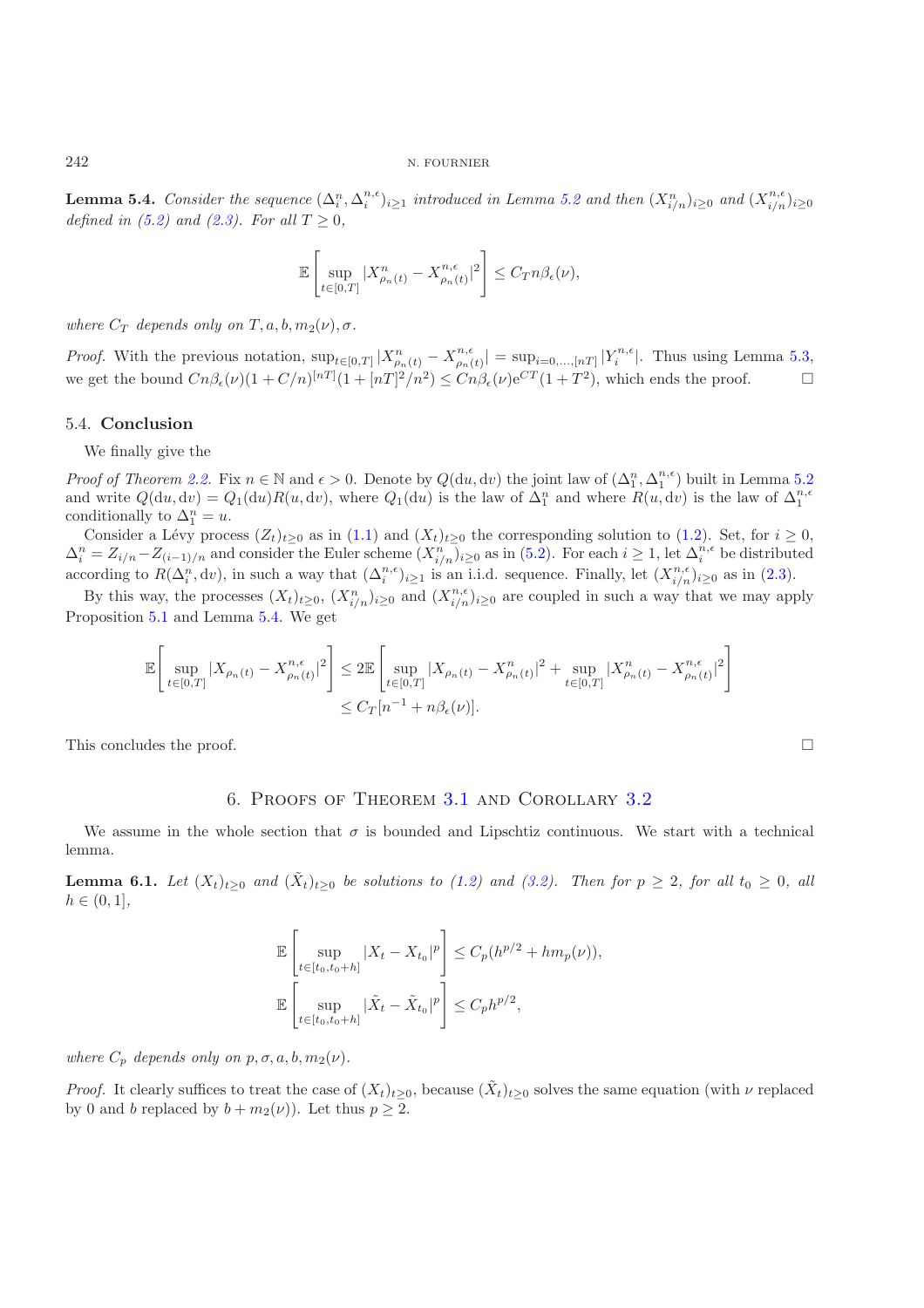**Lemma 5.4.** *Consider the sequence $(\Delta_i^n, \Delta_i^{n,\epsilon})_{i\geq 1}$ introduced in Lemma 5.2 and then $(X_{i/n}^n)_{i\geq 0}$ and $(X_{i/n}^{n,\epsilon})_{i\geq 0}$ defined in (5.2) and (2.3). For all $T \geq 0$,*

$$\mathbb{E}\left[\sup_{t\in[0,T]} |X^n_{\rho_n(t)} - X^{n,\epsilon}_{\rho_n(t)}|^2\right] \leq C_T n\beta_\epsilon(\nu),$$

*where $C_T$ depends only on $T, a, b, m_2(\nu), \sigma$.*

*Proof.* With the previous notation, $\sup_{t\in[0,T]} |X^n_{\rho_n(t)} - X^{n,\epsilon}_{\rho_n(t)}| = \sup_{i=0,\dots,[nT]} |Y_i^{n,\epsilon}|$. Thus using Lemma 5.3, we get the bound $Cn\beta_\epsilon(\nu)(1 + C/n)^{[nT]}(1 + [nT]^2/n^2) \leq Cn\beta_\epsilon(\nu)\mathrm{e}^{CT}(1 + T^2)$, which ends the proof. $\square$

### 5.4. **Conclusion**

We finally give the

*Proof of Theorem 2.2.* Fix $n \in \mathbb{N}$ and $\epsilon > 0$. Denote by $Q(\mathrm{d}u, \mathrm{d}v)$ the joint law of $(\Delta_1^n, \Delta_1^{n,\epsilon})$ built in Lemma 5.2 and write $Q(\mathrm{d}u, \mathrm{d}v) = Q_1(\mathrm{d}u)R(u, \mathrm{d}v)$, where $Q_1(\mathrm{d}u)$ is the law of $\Delta_1^n$ and where $R(u, \mathrm{d}v)$ is the law of $\Delta_1^{n,\epsilon}$ conditionally to $\Delta_1^n = u$.

Consider a Lévy process $(Z_t)_{t\geq 0}$ as in (1.1) and $(X_t)_{t\geq 0}$ the corresponding solution to (1.2). Set, for $i \geq 0$, $\Delta_i^n = Z_{i/n} - Z_{(i-1)/n}$ and consider the Euler scheme $(X_{i/n}^n)_{i\geq 0}$ as in (5.2). For each $i \geq 1$, let $\Delta_i^{n,\epsilon}$ be distributed according to $R(\Delta_i^n, \mathrm{d}v)$, in such a way that $(\Delta_i^{n,\epsilon})_{i\geq 1}$ is an i.i.d. sequence. Finally, let $(X_{i/n}^{n,\epsilon})_{i\geq 0}$ as in (2.3).

By this way, the processes $(X_t)_{t\geq 0}$, $(X_{i/n}^n)_{i\geq 0}$ and $(X_{i/n}^{n,\epsilon})_{i\geq 0}$ are coupled in such a way that we may apply Proposition 5.1 and Lemma 5.4. We get

$$\begin{aligned}
\mathbb{E}\left[\sup_{t\in[0,T]} |X_{\rho_n(t)} - X^{n,\epsilon}_{\rho_n(t)}|^2\right] &\leq 2\mathbb{E}\left[\sup_{t\in[0,T]} |X_{\rho_n(t)} - X^n_{\rho_n(t)}|^2 + \sup_{t\in[0,T]} |X^n_{\rho_n(t)} - X^{n,\epsilon}_{\rho_n(t)}|^2\right] \\
&\leq C_T[n^{-1} + n\beta_\epsilon(\nu)].
\end{aligned}$$

This concludes the proof. $\square$

## 6. Proofs of Theorem 3.1 and Corollary 3.2

We assume in the whole section that $\sigma$ is bounded and Lipschtiz continuous. We start with a technical lemma.

**Lemma 6.1.** *Let $(X_t)_{t\geq 0}$ and $(\tilde{X}_t)_{t\geq 0}$ be solutions to (1.2) and (3.2). Then for $p \geq 2$, for all $t_0 \geq 0$, all $h \in (0, 1]$,*

$$\mathbb{E}\left[\sup_{t\in[t_0,t_0+h]} |X_t - X_{t_0}|^p\right] \leq C_p(h^{p/2} + hm_p(\nu)),$$

$$\mathbb{E}\left[\sup_{t\in[t_0,t_0+h]} |\tilde{X}_t - \tilde{X}_{t_0}|^p\right] \leq C_p h^{p/2},$$

*where $C_p$ depends only on $p, \sigma, a, b, m_2(\nu)$.*

*Proof.* It clearly suffices to treat the case of $(X_t)_{t\geq 0}$, because $(\tilde{X}_t)_{t\geq 0}$ solves the same equation (with $\nu$ replaced by 0 and $b$ replaced by $b + m_2(\nu)$). Let thus $p \geq 2$.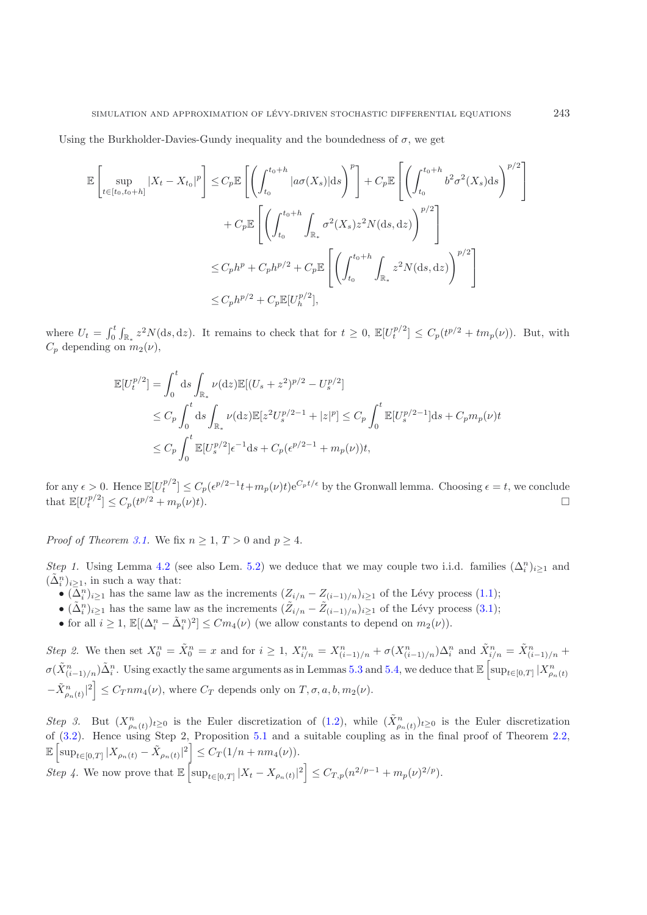Using the Burkholder-Davies-Gundy inequality and the boundedness of $\sigma$, we get

$$
\begin{aligned}
\mathbb{E}\left[\sup_{t\in[t_0,t_0+h]}|X_t - X_{t_0}|^p\right] &\le C_p\mathbb{E}\left[\left(\int_{t_0}^{t_0+h}|a\sigma(X_s)|\mathrm{d}s\right)^p\right] + C_p\mathbb{E}\left[\left(\int_{t_0}^{t_0+h}b^2\sigma^2(X_s)\mathrm{d}s\right)^{p/2}\right] \\
&\quad + C_p\mathbb{E}\left[\left(\int_{t_0}^{t_0+h}\int_{\mathbb{R}_*}\sigma^2(X_s)z^2N(\mathrm{d}s,\mathrm{d}z)\right)^{p/2}\right] \\
&\le C_p h^p + C_p h^{p/2} + C_p\mathbb{E}\left[\left(\int_{t_0}^{t_0+h}\int_{\mathbb{R}_*}z^2N(\mathrm{d}s,\mathrm{d}z)\right)^{p/2}\right] \\
&\le C_p h^{p/2} + C_p\mathbb{E}[U_h^{p/2}],
\end{aligned}
$$

where $U_t = \int_0^t\int_{\mathbb{R}_*}z^2N(\mathrm{d}s,\mathrm{d}z)$. It remains to check that for $t\ge 0$, $\mathbb{E}[U_t^{p/2}] \le C_p(t^{p/2} + tm_p(\nu))$. But, with $C_p$ depending on $m_2(\nu)$,

$$
\begin{aligned}
\mathbb{E}[U_t^{p/2}] &= \int_0^t\mathrm{d}s\int_{\mathbb{R}_*}\nu(\mathrm{d}z)\mathbb{E}[(U_s+z^2)^{p/2} - U_s^{p/2}] \\
&\le C_p\int_0^t\mathrm{d}s\int_{\mathbb{R}_*}\nu(\mathrm{d}z)\mathbb{E}[z^2U_s^{p/2-1} + |z|^p] \le C_p\int_0^t\mathbb{E}[U_s^{p/2-1}]\mathrm{d}s + C_p m_p(\nu)t \\
&\le C_p\int_0^t\mathbb{E}[U_s^{p/2}]\epsilon^{-1}\mathrm{d}s + C_p(\epsilon^{p/2-1} + m_p(\nu))t,
\end{aligned}
$$

for any $\epsilon > 0$. Hence $\mathbb{E}[U_t^{p/2}] \le C_p(\epsilon^{p/2-1}t + m_p(\nu)t)\mathrm{e}^{C_pt/\epsilon}$ by the Gronwall lemma. Choosing $\epsilon = t$, we conclude that $\mathbb{E}[U_t^{p/2}] \le C_p(t^{p/2} + m_p(\nu)t)$. □

*Proof of Theorem 3.1.* We fix $n\ge 1$, $T>0$ and $p\ge 4$.

*Step 1.* Using Lemma 4.2 (see also Lem. 5.2) we deduce that we may couple two i.i.d. families $(\Delta_i^n)_{i\ge1}$ and $(\tilde\Delta_i^n)_{i\ge1}$, in such a way that:

- $(\Delta_i^n)_{i\ge1}$ has the same law as the increments $(Z_{i/n} - Z_{(i-1)/n})_{i\ge1}$ of the Lévy process (1.1);
- $(\tilde\Delta_i^n)_{i\ge1}$ has the same law as the increments $(\tilde Z_{i/n} - \tilde Z_{(i-1)/n})_{i\ge1}$ of the Lévy process (3.1);
- for all $i\ge 1$, $\mathbb{E}[(\Delta_i^n - \tilde\Delta_i^n)^2] \le Cm_4(\nu)$ (we allow constants to depend on $m_2(\nu)$).

*Step 2.* We then set $X_0^n = \tilde X_0^n = x$ and for $i\ge1$, $X_{i/n}^n = X_{(i-1)/n}^n + \sigma(X_{(i-1)/n}^n)\Delta_i^n$ and $\tilde X_{i/n}^n = \tilde X_{(i-1)/n}^n + \sigma(\tilde X_{(i-1)/n}^n)\tilde\Delta_i^n$. Using exactly the same arguments as in Lemmas 5.3 and 5.4, we deduce that $\mathbb{E}\left[\sup_{t\in[0,T]}|X_{\rho_n(t)}^n - \tilde X_{\rho_n(t)}^n|^2\right] \le C_Tnm_4(\nu)$, where $C_T$ depends only on $T,\sigma,a,b,m_2(\nu)$.

*Step 3.* But $(X_{\rho_n(t)}^n)_{t\ge0}$ is the Euler discretization of (1.2), while $(\tilde X_{\rho_n(t)}^n)_{t\ge0}$ is the Euler discretization of (3.2). Hence using Step 2, Proposition 5.1 and a suitable coupling as in the final proof of Theorem 2.2, $\mathbb{E}\left[\sup_{t\in[0,T]}|X_{\rho_n(t)} - \tilde X_{\rho_n(t)}|^2\right] \le C_T(1/n + nm_4(\nu))$.

*Step 4.* We now prove that $\mathbb{E}\left[\sup_{t\in[0,T]}|X_t - X_{\rho_n(t)}|^2\right] \le C_{T,p}(n^{2/p-1} + m_p(\nu)^{2/p})$.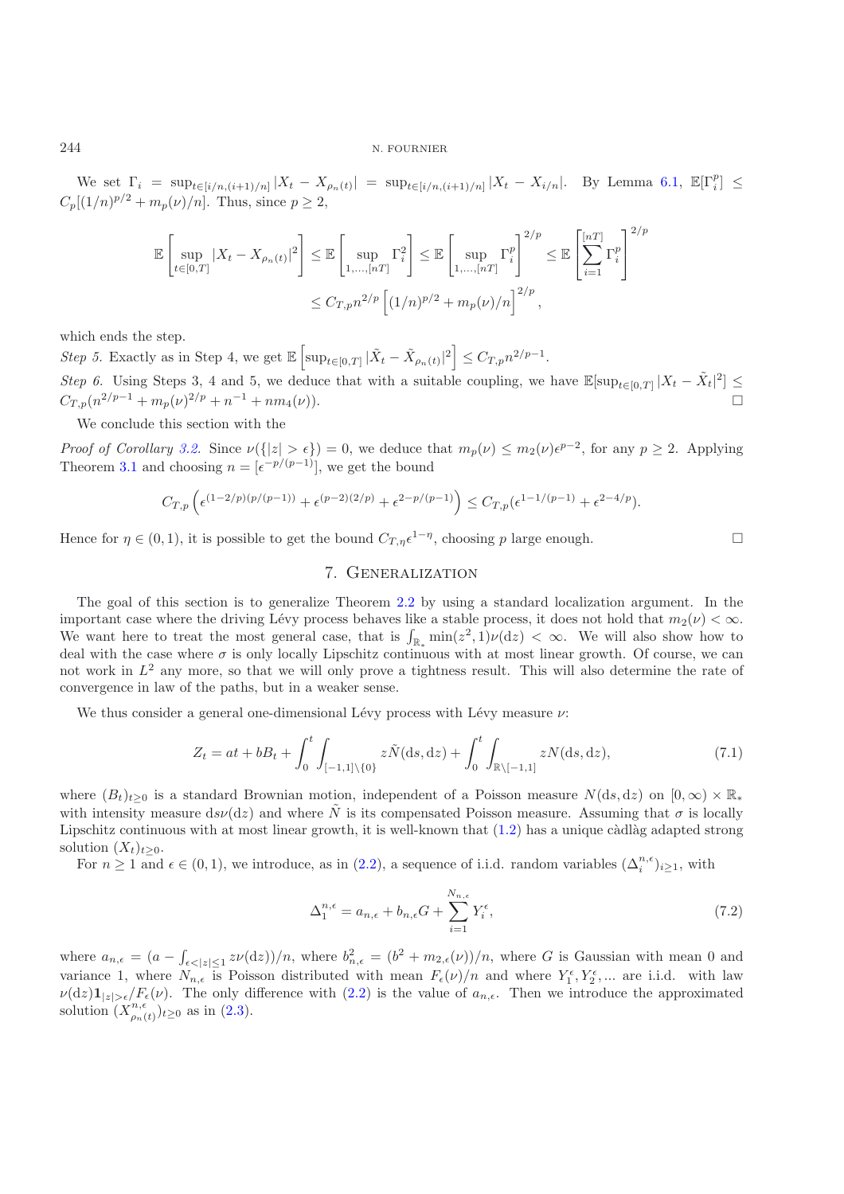We set $\Gamma_i = \sup_{t\in[i/n,(i+1)/n]} |X_t - X_{\rho_n(t)}| = \sup_{t\in[i/n,(i+1)/n]} |X_t - X_{i/n}|$. By Lemma 6.1, $\mathbb{E}[\Gamma_i^p] \le C_p[(1/n)^{p/2} + m_p(\nu)/n]$. Thus, since $p \ge 2$,

$$
\mathbb{E}\left[\sup_{t\in[0,T]} |X_t - X_{\rho_n(t)}|^2\right] \le \mathbb{E}\left[\sup_{1,\dots,[nT]} \Gamma_i^2\right] \le \mathbb{E}\left[\sup_{1,\dots,[nT]} \Gamma_i^p\right]^{2/p} \le \mathbb{E}\left[\sum_{i=1}^{[nT]} \Gamma_i^p\right]^{2/p}
$$

$$
\le C_{T,p} n^{2/p} \left[(1/n)^{p/2} + m_p(\nu)/n\right]^{2/p},
$$

which ends the step.

*Step 5.* Exactly as in Step 4, we get $\mathbb{E}\left[\sup_{t\in[0,T]} |\tilde{X}_t - \tilde{X}_{\rho_n(t)}|^2\right] \le C_{T,p} n^{2/p-1}$.

*Step 6.* Using Steps 3, 4 and 5, we deduce that with a suitable coupling, we have $\mathbb{E}[\sup_{t\in[0,T]} |X_t - \tilde{X}_t|^2] \le C_{T,p}(n^{2/p-1} + m_p(\nu)^{2/p} + n^{-1} + n m_4(\nu))$. □

We conclude this section with the

*Proof of Corollary 3.2.* Since $\nu(\{|z| > \epsilon\}) = 0$, we deduce that $m_p(\nu) \le m_2(\nu)\epsilon^{p-2}$, for any $p \ge 2$. Applying Theorem 3.1 and choosing $n = [\epsilon^{-p/(p-1)}]$, we get the bound

$$
C_{T,p}\left(\epsilon^{(1-2/p)(p/(p-1))} + \epsilon^{(p-2)(2/p)} + \epsilon^{2-p/(p-1)}\right) \le C_{T,p}(\epsilon^{1-1/(p-1)} + \epsilon^{2-4/p}).
$$

Hence for $\eta \in (0,1)$, it is possible to get the bound $C_{T,\eta}\epsilon^{1-\eta}$, choosing $p$ large enough. □

## 7. Generalization

The goal of this section is to generalize Theorem 2.2 by using a standard localization argument. In the important case where the driving Lévy process behaves like a stable process, it does not hold that $m_2(\nu) < \infty$. We want here to treat the most general case, that is $\int_{\mathbb{R}_*} \min(z^2, 1)\nu(\mathrm{d}z) < \infty$. We will also show how to deal with the case where $\sigma$ is only locally Lipschitz continuous with at most linear growth. Of course, we can not work in $L^2$ any more, so that we will only prove a tightness result. This will also determine the rate of convergence in law of the paths, but in a weaker sense.

We thus consider a general one-dimensional Lévy process with Lévy measure $\nu$:

$$
Z_t = at + bB_t + \int_0^t \int_{[-1,1]\setminus\{0\}} z\tilde{N}(\mathrm{d}s,\mathrm{d}z) + \int_0^t \int_{\mathbb{R}\setminus[-1,1]} zN(\mathrm{d}s,\mathrm{d}z), \tag{7.1}
$$

where $(B_t)_{t\ge0}$ is a standard Brownian motion, independent of a Poisson measure $N(\mathrm{d}s,\mathrm{d}z)$ on $[0,\infty)\times\mathbb{R}_*$ with intensity measure $\mathrm{d}s\nu(\mathrm{d}z)$ and where $\tilde{N}$ is its compensated Poisson measure. Assuming that $\sigma$ is locally Lipschitz continuous with at most linear growth, it is well-known that (1.2) has a unique càdlàg adapted strong solution $(X_t)_{t\ge0}$.

For $n \ge 1$ and $\epsilon \in (0,1)$, we introduce, as in (2.2), a sequence of i.i.d. random variables $(\Delta_i^{n,\epsilon})_{i\ge1}$, with

$$
\Delta_1^{n,\epsilon} = a_{n,\epsilon} + b_{n,\epsilon}G + \sum_{i=1}^{N_{n,\epsilon}} Y_i^\epsilon, \tag{7.2}
$$

where $a_{n,\epsilon} = (a - \int_{\epsilon<|z|\le1} z\nu(\mathrm{d}z))/n$, where $b_{n,\epsilon}^2 = (b^2 + m_{2,\epsilon}(\nu))/n$, where $G$ is Gaussian with mean 0 and variance 1, where $N_{n,\epsilon}$ is Poisson distributed with mean $F_\epsilon(\nu)/n$ and where $Y_1^\epsilon, Y_2^\epsilon, \dots$ are i.i.d. with law $\nu(\mathrm{d}z)\mathbf{1}_{|z|>\epsilon}/F_\epsilon(\nu)$. The only difference with (2.2) is the value of $a_{n,\epsilon}$. Then we introduce the approximated solution $(X_{\rho_n(t)}^{n,\epsilon})_{t\ge0}$ as in (2.3).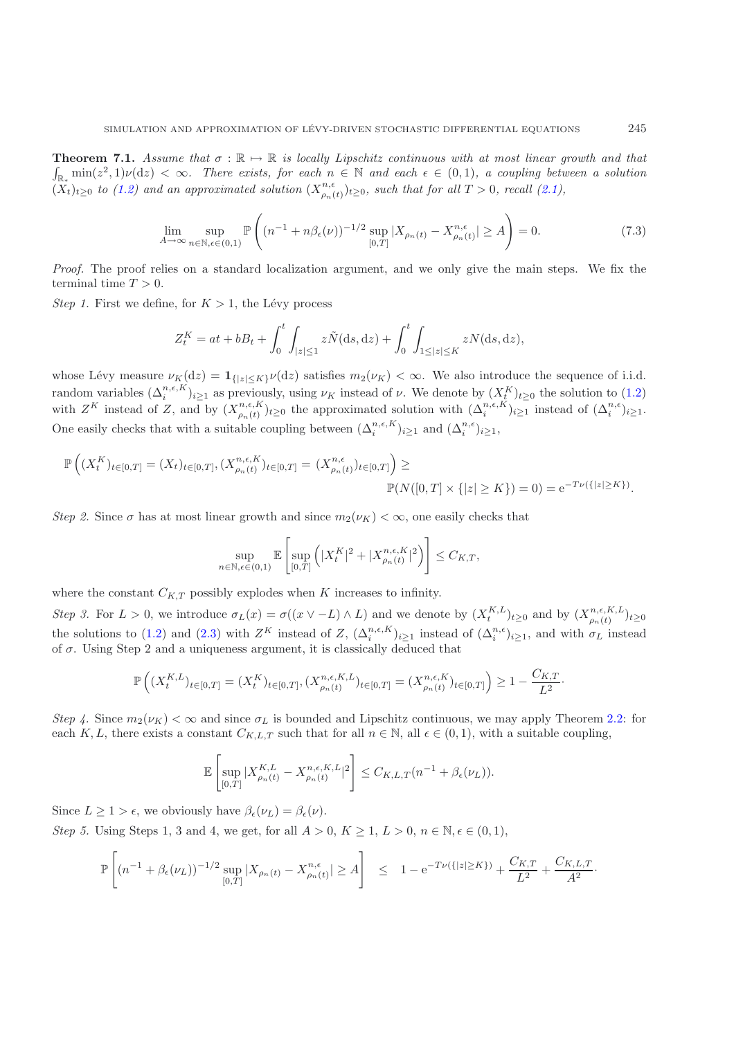**Theorem 7.1.** *Assume that $\sigma : \mathbb{R} \mapsto \mathbb{R}$ is locally Lipschitz continuous with at most linear growth and that $\int_{\mathbb{R}_*} \min(z^2, 1)\nu(\mathrm{d}z) < \infty$. There exists, for each $n \in \mathbb{N}$ and each $\epsilon \in (0,1)$, a coupling between a solution $(X_t)_{t\geq 0}$ to (1.2) and an approximated solution $(X^{n,\epsilon}_{\rho_n(t)})_{t\geq 0}$, such that for all $T > 0$, recall (2.1),*

$$\lim_{A\to\infty} \sup_{n\in\mathbb{N},\epsilon\in(0,1)} \mathbb{P}\left( (n^{-1} + n\beta_\epsilon(\nu))^{-1/2} \sup_{[0,T]} |X_{\rho_n(t)} - X^{n,\epsilon}_{\rho_n(t)}| \geq A \right) = 0. \tag{7.3}$$

*Proof.* The proof relies on a standard localization argument, and we only give the main steps. We fix the terminal time $T > 0$.

*Step 1.* First we define, for $K > 1$, the Lévy process

$$Z^K_t = at + bB_t + \int_0^t \int_{|z|\leq 1} z\tilde{N}(\mathrm{d}s, \mathrm{d}z) + \int_0^t \int_{1\leq|z|\leq K} zN(\mathrm{d}s, \mathrm{d}z),$$

whose Lévy measure $\nu_K(\mathrm{d}z) = \mathbf{1}_{\{|z|\leq K\}}\nu(\mathrm{d}z)$ satisfies $m_2(\nu_K) < \infty$. We also introduce the sequence of i.i.d. random variables $(\Delta^{n,\epsilon,K}_i)_{i\geq 1}$ as previously, using $\nu_K$ instead of $\nu$. We denote by $(X^K_t)_{t\geq 0}$ the solution to (1.2) with $Z^K$ instead of $Z$, and by $(X^{n,\epsilon,K}_{\rho_n(t)})_{t\geq 0}$ the approximated solution with $(\Delta^{n,\epsilon,K}_i)_{i\geq 1}$ instead of $(\Delta^{n,\epsilon}_i)_{i\geq 1}$. One easily checks that with a suitable coupling between $(\Delta^{n,\epsilon,K}_i)_{i\geq 1}$ and $(\Delta^{n,\epsilon}_i)_{i\geq 1}$,

$$\mathbb{P}\left( (X^K_t)_{t\in[0,T]} = (X_t)_{t\in[0,T]}, (X^{n,\epsilon,K}_{\rho_n(t)})_{t\in[0,T]} = (X^{n,\epsilon}_{\rho_n(t)})_{t\in[0,T]} \right) \geq \mathbb{P}(N([0,T] \times \{|z| \geq K\}) = 0) = \mathrm{e}^{-T\nu(\{|z|\geq K\})}.$$

*Step 2.* Since $\sigma$ has at most linear growth and since $m_2(\nu_K) < \infty$, one easily checks that

$$\sup_{n\in\mathbb{N},\epsilon\in(0,1)} \mathbb{E}\left[ \sup_{[0,T]} \left( |X^K_t|^2 + |X^{n,\epsilon,K}_{\rho_n(t)}|^2 \right) \right] \leq C_{K,T},$$

where the constant $C_{K,T}$ possibly explodes when $K$ increases to infinity.

*Step 3.* For $L > 0$, we introduce $\sigma_L(x) = \sigma((x \vee -L) \wedge L)$ and we denote by $(X^{K,L}_t)_{t\geq 0}$ and by $(X^{n,\epsilon,K,L}_{\rho_n(t)})_{t\geq 0}$ the solutions to (1.2) and (2.3) with $Z^K$ instead of $Z$, $(\Delta^{n,\epsilon,K}_i)_{i\geq 1}$ instead of $(\Delta^{n,\epsilon}_i)_{i\geq 1}$, and with $\sigma_L$ instead of $\sigma$. Using Step 2 and a uniqueness argument, it is classically deduced that

$$\mathbb{P}\left( (X^{K,L}_t)_{t\in[0,T]} = (X^K_t)_{t\in[0,T]}, (X^{n,\epsilon,K,L}_{\rho_n(t)})_{t\in[0,T]} = (X^{n,\epsilon,K}_{\rho_n(t)})_{t\in[0,T]} \right) \geq 1 - \frac{C_{K,T}}{L^2}.$$

*Step 4.* Since $m_2(\nu_K) < \infty$ and since $\sigma_L$ is bounded and Lipschitz continuous, we may apply Theorem 2.2: for each $K, L$, there exists a constant $C_{K,L,T}$ such that for all $n \in \mathbb{N}$, all $\epsilon \in (0,1)$, with a suitable coupling,

$$\mathbb{E}\left[ \sup_{[0,T]} |X^{K,L}_{\rho_n(t)} - X^{n,\epsilon,K,L}_{\rho_n(t)}|^2 \right] \leq C_{K,L,T}(n^{-1} + \beta_\epsilon(\nu_L)).$$

Since $L \geq 1 > \epsilon$, we obviously have $\beta_\epsilon(\nu_L) = \beta_\epsilon(\nu)$.

*Step 5.* Using Steps 1, 3 and 4, we get, for all $A > 0$, $K \geq 1$, $L > 0$, $n \in \mathbb{N}, \epsilon \in (0,1)$,

$$\mathbb{P}\left[ (n^{-1} + \beta_\epsilon(\nu_L))^{-1/2} \sup_{[0,T]} |X_{\rho_n(t)} - X^{n,\epsilon}_{\rho_n(t)}| \geq A \right] \leq 1 - \mathrm{e}^{-T\nu(\{|z|\geq K\})} + \frac{C_{K,T}}{L^2} + \frac{C_{K,L,T}}{A^2}.$$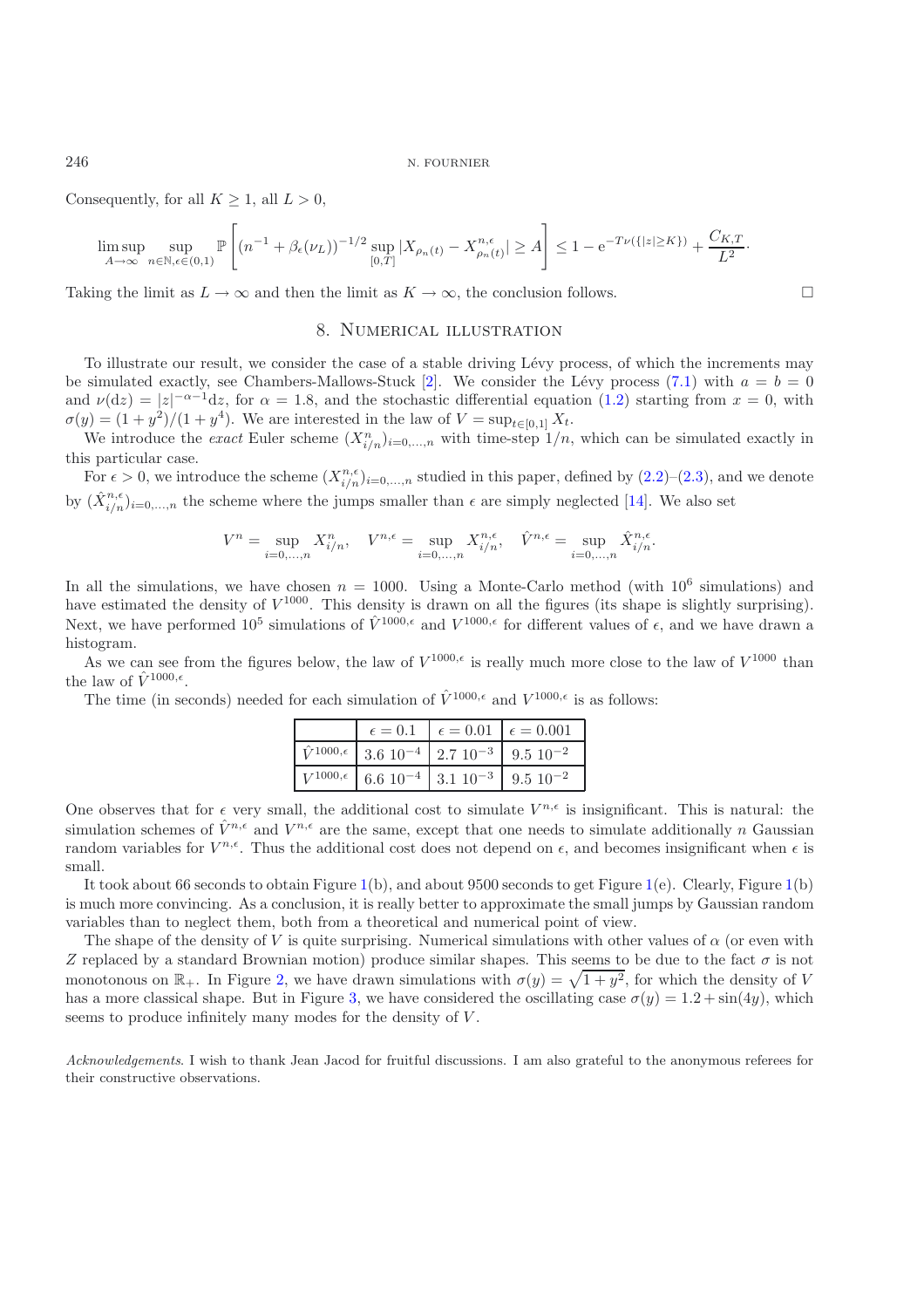Consequently, for all $K \geq 1$, all $L > 0$,

$$\limsup_{A\to\infty} \sup_{n\in\mathbb{N},\epsilon\in(0,1)} \mathbb{P}\left[(n^{-1}+\beta_\epsilon(\nu_L))^{-1/2} \sup_{[0,T]} |X_{\rho_n(t)} - X^{n,\epsilon}_{\rho_n(t)}| \geq A\right] \leq 1 - \mathrm{e}^{-T\nu(\{|z|\geq K\})} + \frac{C_{K,T}}{L^2}.$$

Taking the limit as $L \to \infty$ and then the limit as $K \to \infty$, the conclusion follows. □

## 8. Numerical illustration

To illustrate our result, we consider the case of a stable driving Lévy process, of which the increments may be simulated exactly, see Chambers-Mallows-Stuck [2]. We consider the Lévy process (7.1) with $a = b = 0$ and $\nu(\mathrm{d}z) = |z|^{-\alpha-1}\mathrm{d}z$, for $\alpha = 1.8$, and the stochastic differential equation (1.2) starting from $x = 0$, with $\sigma(y) = (1+y^2)/(1+y^4)$. We are interested in the law of $V = \sup_{t\in[0,1]} X_t$.

We introduce the *exact* Euler scheme $(X^n_{i/n})_{i=0,\ldots,n}$ with time-step $1/n$, which can be simulated exactly in this particular case.

For $\epsilon > 0$, we introduce the scheme $(X^{n,\epsilon}_{i/n})_{i=0,\ldots,n}$ studied in this paper, defined by (2.2)–(2.3), and we denote by $(\hat{X}^{n,\epsilon}_{i/n})_{i=0,\ldots,n}$ the scheme where the jumps smaller than $\epsilon$ are simply neglected [14]. We also set

$$V^n = \sup_{i=0,\ldots,n} X^n_{i/n}, \quad V^{n,\epsilon} = \sup_{i=0,\ldots,n} X^{n,\epsilon}_{i/n}, \quad \hat{V}^{n,\epsilon} = \sup_{i=0,\ldots,n} \hat{X}^{n,\epsilon}_{i/n}.$$

In all the simulations, we have chosen $n = 1000$. Using a Monte-Carlo method (with $10^6$ simulations) and have estimated the density of $V^{1000}$. This density is drawn on all the figures (its shape is slightly surprising). Next, we have performed $10^5$ simulations of $\hat{V}^{1000,\epsilon}$ and $V^{1000,\epsilon}$ for different values of $\epsilon$, and we have drawn a histogram.

As we can see from the figures below, the law of $V^{1000,\epsilon}$ is really much more close to the law of $V^{1000}$ than the law of $\hat{V}^{1000,\epsilon}$.

The time (in seconds) needed for each simulation of $\hat{V}^{1000,\epsilon}$ and $V^{1000,\epsilon}$ is as follows:

| | $\epsilon = 0.1$ | $\epsilon = 0.01$ | $\epsilon = 0.001$ |
|---|---|---|---|
| $\hat{V}^{1000,\epsilon}$ | $3.6\ 10^{-4}$ | $2.7\ 10^{-3}$ | $9.5\ 10^{-2}$ |
| $V^{1000,\epsilon}$ | $6.6\ 10^{-4}$ | $3.1\ 10^{-3}$ | $9.5\ 10^{-2}$ |

One observes that for $\epsilon$ very small, the additional cost to simulate $V^{n,\epsilon}$ is insignificant. This is natural: the simulation schemes of $\hat{V}^{n,\epsilon}$ and $V^{n,\epsilon}$ are the same, except that one needs to simulate additionally $n$ Gaussian random variables for $V^{n,\epsilon}$. Thus the additional cost does not depend on $\epsilon$, and becomes insignificant when $\epsilon$ is small.

It took about 66 seconds to obtain Figure 1(b), and about 9500 seconds to get Figure 1(e). Clearly, Figure 1(b) is much more convincing. As a conclusion, it is really better to approximate the small jumps by Gaussian random variables than to neglect them, both from a theoretical and numerical point of view.

The shape of the density of $V$ is quite surprising. Numerical simulations with other values of $\alpha$ (or even with $Z$ replaced by a standard Brownian motion) produce similar shapes. This seems to be due to the fact $\sigma$ is not monotonous on $\mathbb{R}_+$. In Figure 2, we have drawn simulations with $\sigma(y) = \sqrt{1+y^2}$, for which the density of $V$ has a more classical shape. But in Figure 3, we have considered the oscillating case $\sigma(y) = 1.2 + \sin(4y)$, which seems to produce infinitely many modes for the density of $V$.

*Acknowledgements*. I wish to thank Jean Jacod for fruitful discussions. I am also grateful to the anonymous referees for their constructive observations.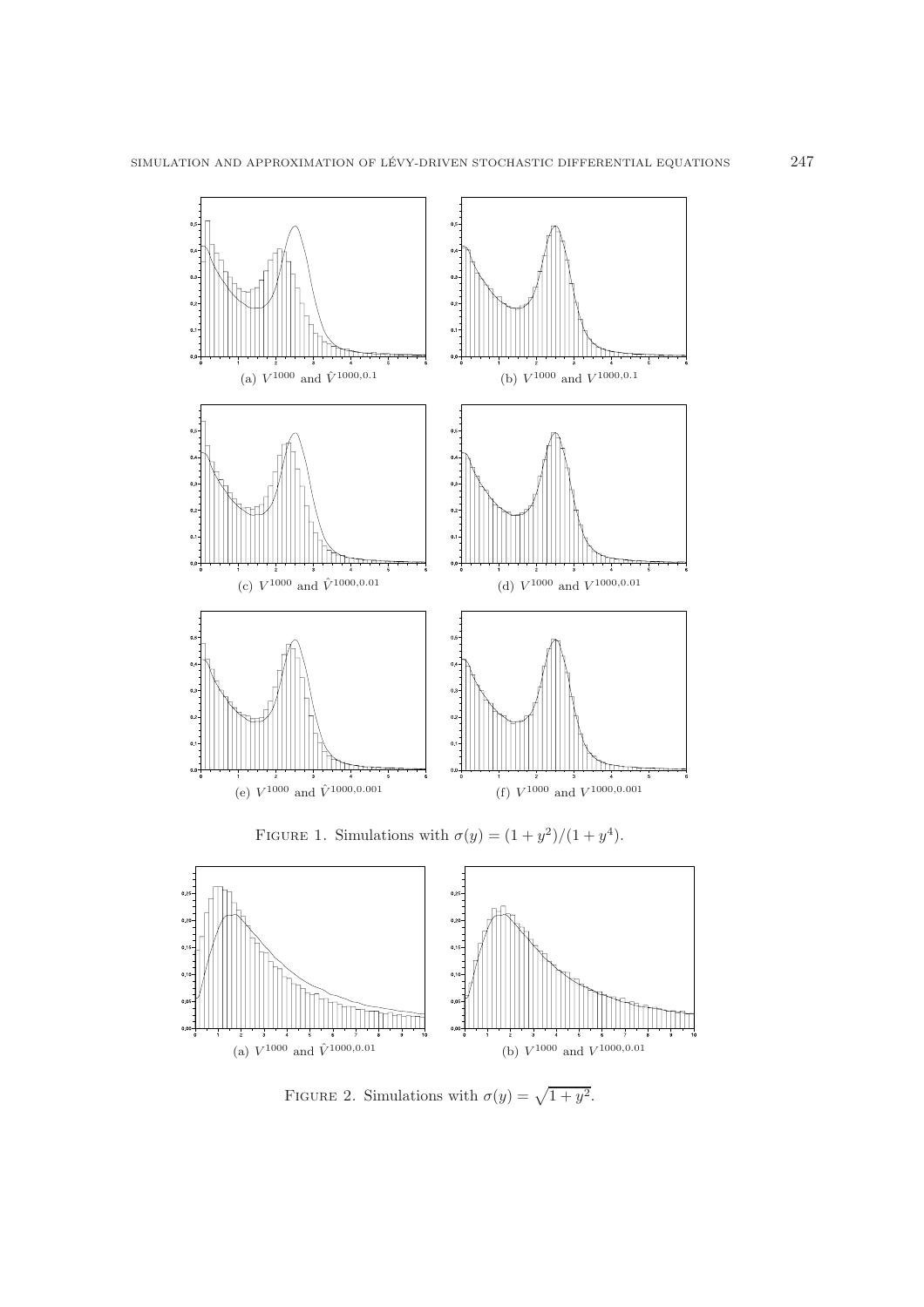(a) $V^{1000}$ and $\hat{V}^{1000,0.1}$

(b) $V^{1000}$ and $V^{1000,0.1}$

(c) $V^{1000}$ and $\hat{V}^{1000,0.01}$

(d) $V^{1000}$ and $V^{1000,0.01}$

(e) $V^{1000}$ and $\hat{V}^{1000,0.001}$

(f) $V^{1000}$ and $V^{1000,0.001}$

FIGURE 1. Simulations with $\sigma(y) = (1 + y^2)/(1 + y^4)$.

(a) $V^{1000}$ and $\hat{V}^{1000,0.01}$

(b) $V^{1000}$ and $V^{1000,0.01}$

FIGURE 2. Simulations with $\sigma(y) = \sqrt{1 + y^2}$.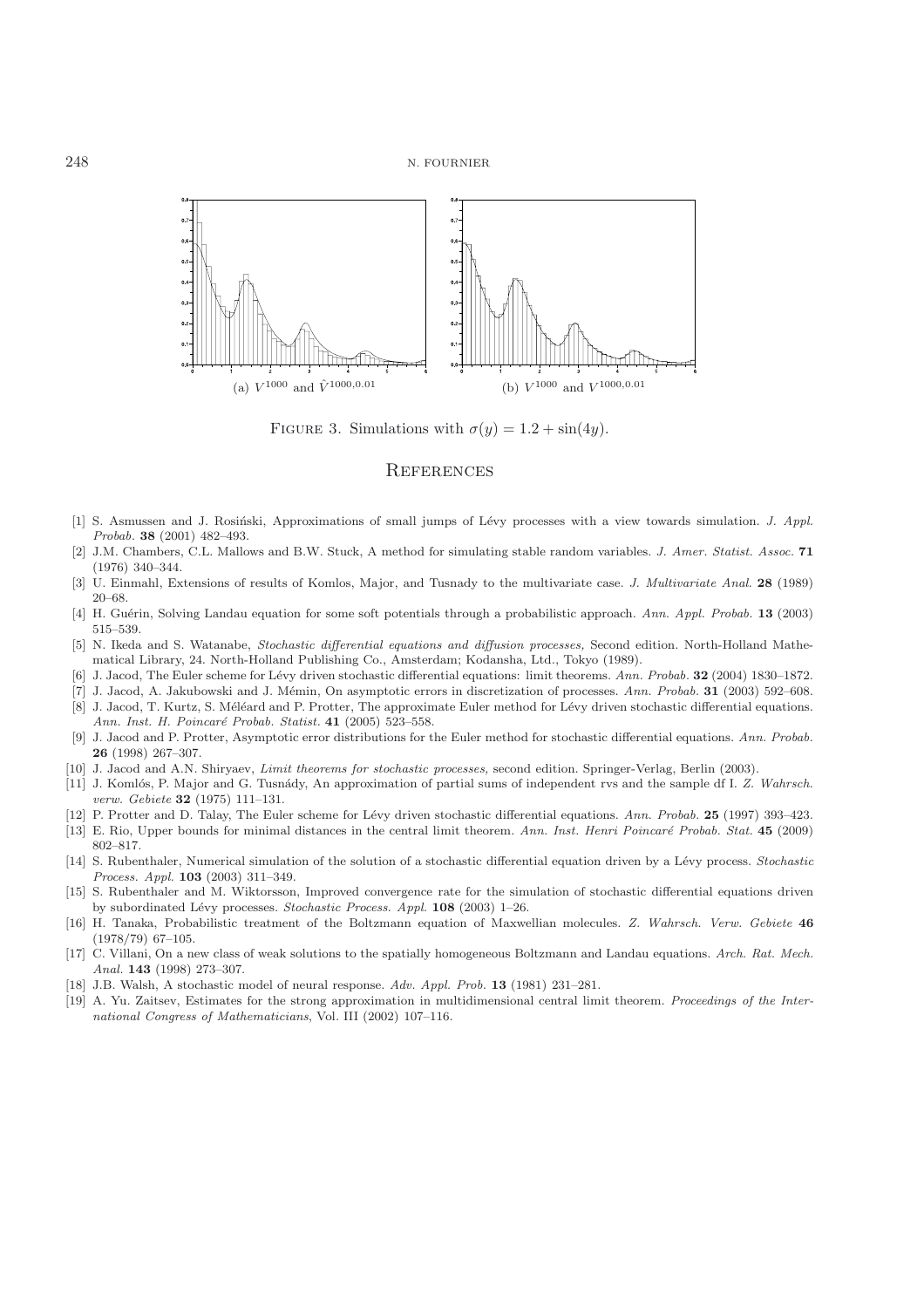0.8
0.7
0.6
0.5
0.4
0.3
0.2
0.1
0.0
0 1 2 3 4 5 6

(a) $V^{1000}$ and $\hat{V}^{1000,0.01}$

0.8
0.7
0.6
0.5
0.4
0.3
0.2
0.1
0.0
0 1 2 3 4 5 6

(b) $V^{1000}$ and $V^{1000,0.01}$

FIGURE 3. Simulations with $\sigma(y) = 1.2 + \sin(4y)$.

## REFERENCES

[1] S. Asmussen and J. Rosiński, Approximations of small jumps of Lévy processes with a view towards simulation. *J. Appl. Probab.* **38** (2001) 482–493.

[2] J.M. Chambers, C.L. Mallows and B.W. Stuck, A method for simulating stable random variables. *J. Amer. Statist. Assoc.* **71** (1976) 340–344.

[3] U. Einmahl, Extensions of results of Komlos, Major, and Tusnady to the multivariate case. *J. Multivariate Anal.* **28** (1989) 20–68.

[4] H. Guérin, Solving Landau equation for some soft potentials through a probabilistic approach. *Ann. Appl. Probab.* **13** (2003) 515–539.

[5] N. Ikeda and S. Watanabe, *Stochastic differential equations and diffusion processes,* Second edition. North-Holland Mathematical Library, 24. North-Holland Publishing Co., Amsterdam; Kodansha, Ltd., Tokyo (1989).

[6] J. Jacod, The Euler scheme for Lévy driven stochastic differential equations: limit theorems. *Ann. Probab.* **32** (2004) 1830–1872.

[7] J. Jacod, A. Jakubowski and J. Mémin, On asymptotic errors in discretization of processes. *Ann. Probab.* **31** (2003) 592–608.

[8] J. Jacod, T. Kurtz, S. Méléard and P. Protter, The approximate Euler method for Lévy driven stochastic differential equations. *Ann. Inst. H. Poincaré Probab. Statist.* **41** (2005) 523–558.

[9] J. Jacod and P. Protter, Asymptotic error distributions for the Euler method for stochastic differential equations. *Ann. Probab.* **26** (1998) 267–307.

[10] J. Jacod and A.N. Shiryaev, *Limit theorems for stochastic processes,* second edition. Springer-Verlag, Berlin (2003).

[11] J. Komlós, P. Major and G. Tusnády, An approximation of partial sums of independent rvs and the sample df I. *Z. Wahrsch. verw. Gebiete* **32** (1975) 111–131.

[12] P. Protter and D. Talay, The Euler scheme for Lévy driven stochastic differential equations. *Ann. Probab.* **25** (1997) 393–423.

[13] E. Rio, Upper bounds for minimal distances in the central limit theorem. *Ann. Inst. Henri Poincaré Probab. Stat.* **45** (2009) 802–817.

[14] S. Rubenthaler, Numerical simulation of the solution of a stochastic differential equation driven by a Lévy process. *Stochastic Process. Appl.* **103** (2003) 311–349.

[15] S. Rubenthaler and M. Wiktorsson, Improved convergence rate for the simulation of stochastic differential equations driven by subordinated Lévy processes. *Stochastic Process. Appl.* **108** (2003) 1–26.

[16] H. Tanaka, Probabilistic treatment of the Boltzmann equation of Maxwellian molecules. *Z. Wahrsch. Verw. Gebiete* **46** (1978/79) 67–105.

[17] C. Villani, On a new class of weak solutions to the spatially homogeneous Boltzmann and Landau equations. *Arch. Rat. Mech. Anal.* **143** (1998) 273–307.

[18] J.B. Walsh, A stochastic model of neural response. *Adv. Appl. Prob.* **13** (1981) 231–281.

[19] A. Yu. Zaitsev, Estimates for the strong approximation in multidimensional central limit theorem. *Proceedings of the International Congress of Mathematicians*, Vol. III (2002) 107–116.